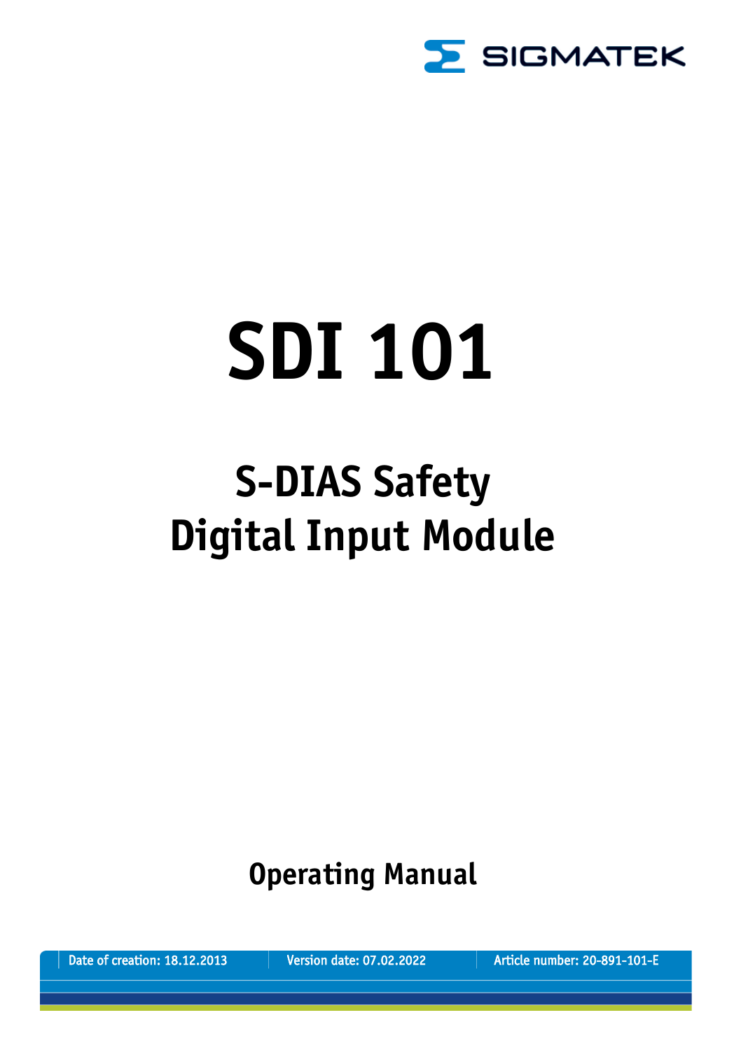SIGMATEK

# SDI 101

## S-DIAS Safety Digital Input Module

**Operating Manual**

Date of creation: 18.12.2013 | Version date: 07.02.2022 | Article number: 20-891-101-E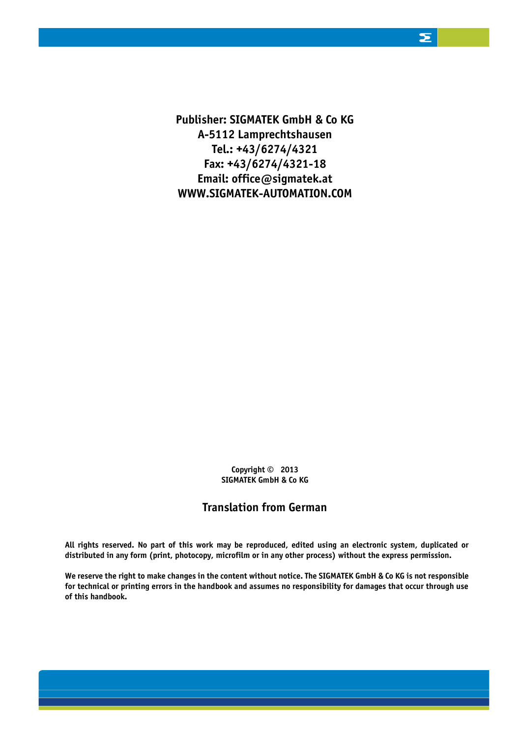**Publisher: SIGMATEK GmbH & Co KG**
**A-5112 Lamprechtshausen**
**Tel.: +43/6274/4321**
**Fax: +43/6274/4321-18**
**Email: office@sigmatek.at**
**WWW.SIGMATEK-AUTOMATION.COM**

**Copyright © 2013**
**SIGMATEK GmbH & Co KG**

**Translation from German**

**All rights reserved. No part of this work may be reproduced, edited using an electronic system, duplicated or distributed in any form (print, photocopy, microfilm or in any other process) without the express permission.**

**We reserve the right to make changes in the content without notice. The SIGMATEK GmbH & Co KG is not responsible for technical or printing errors in the handbook and assumes no responsibility for damages that occur through use of this handbook.**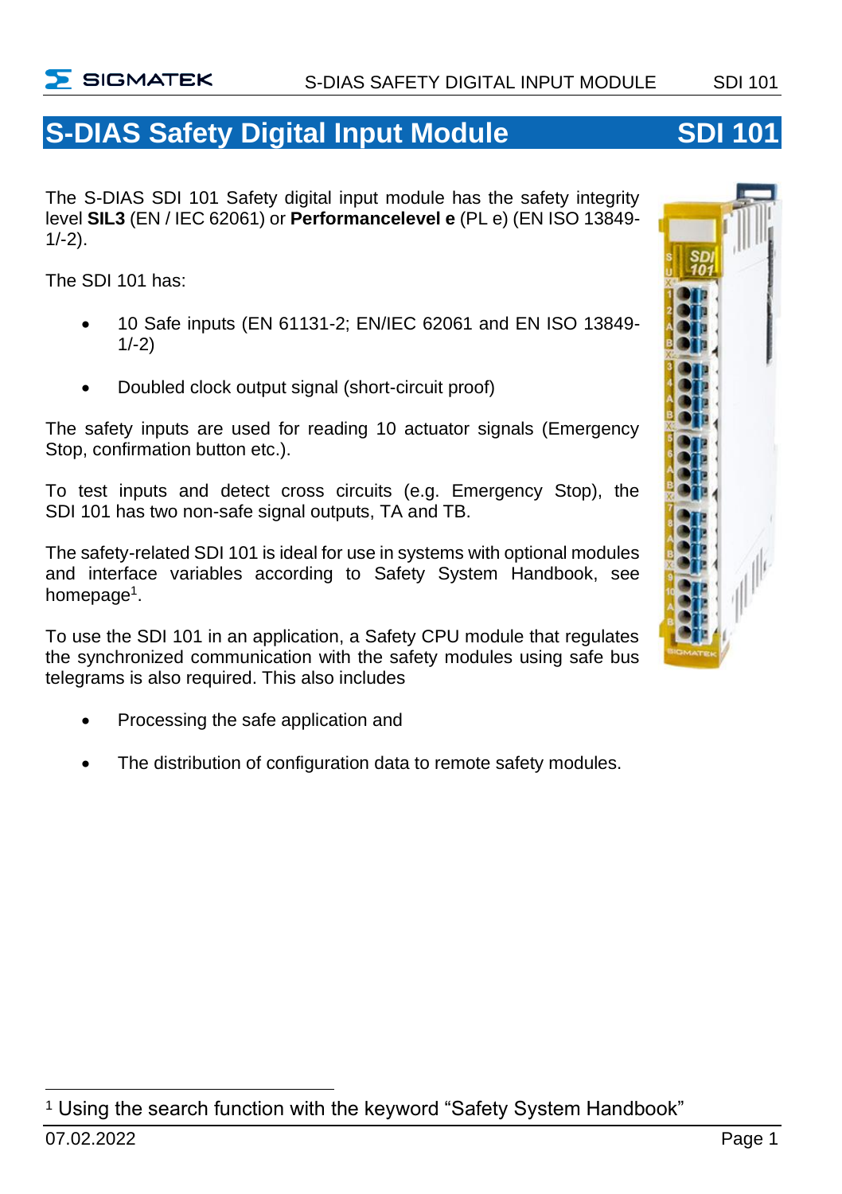# S-DIAS Safety Digital Input Module SDI 101

The S-DIAS SDI 101 Safety digital input module has the safety integrity level **SIL3** (EN / IEC 62061) or **Performancelevel e** (PL e) (EN ISO 13849-1/-2).

The SDI 101 has:

- 10 Safe inputs (EN 61131-2; EN/IEC 62061 and EN ISO 13849-1/-2)
- Doubled clock output signal (short-circuit proof)

The safety inputs are used for reading 10 actuator signals (Emergency Stop, confirmation button etc.).

To test inputs and detect cross circuits (e.g. Emergency Stop), the SDI 101 has two non-safe signal outputs, TA and TB.

The safety-related SDI 101 is ideal for use in systems with optional modules and interface variables according to Safety System Handbook, see homepage[1].

To use the SDI 101 in an application, a Safety CPU module that regulates the synchronized communication with the safety modules using safe bus telegrams is also required. This also includes

- Processing the safe application and
- The distribution of configuration data to remote safety modules.

[1] Using the search function with the keyword “Safety System Handbook”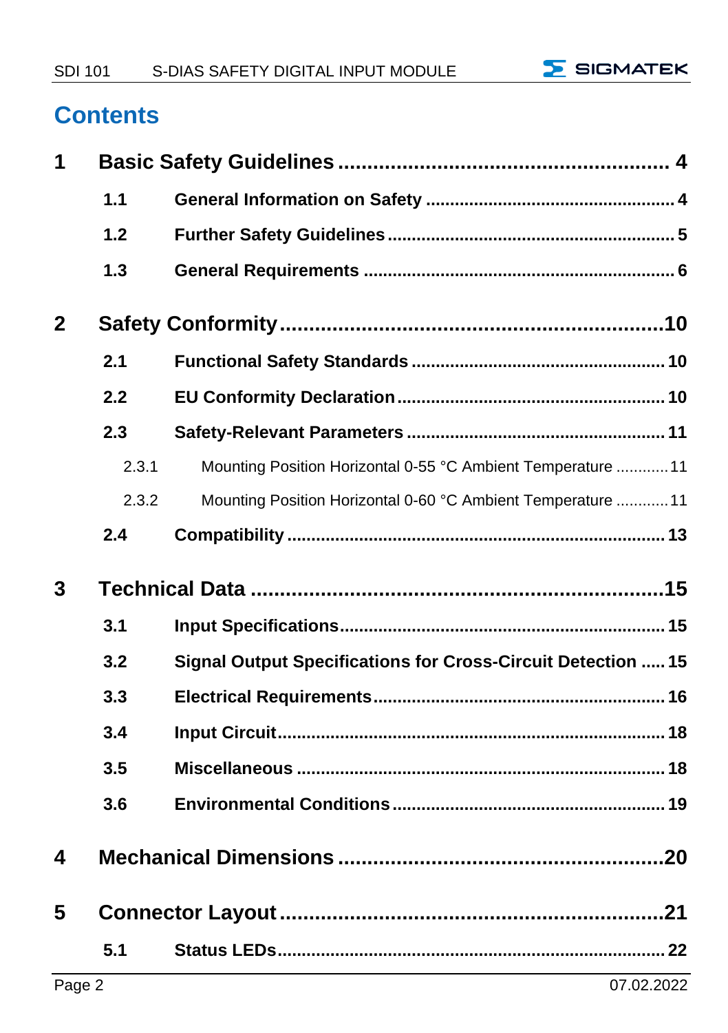# Contents

**1 Basic Safety Guidelines** ........................................................ 4

- **1.1 General Information on Safety** .................................................... 4
- **1.2 Further Safety Guidelines** ............................................................ 5
- **1.3 General Requirements** ................................................................ 6

**2 Safety Conformity** ................................................................ 10

- **2.1 Functional Safety Standards** ..................................................... 10
- **2.2 EU Conformity Declaration** ........................................................ 10
- **2.3 Safety-Relevant Parameters** ...................................................... 11
  - 2.3.1 Mounting Position Horizontal 0-55 °C Ambient Temperature ............ 11
  - 2.3.2 Mounting Position Horizontal 0-60 °C Ambient Temperature ............ 11
- **2.4 Compatibility** .............................................................................. 13

**3 Technical Data** ...................................................................... 15

- **3.1 Input Specifications** ................................................................... 15
- **3.2 Signal Output Specifications for Cross-Circuit Detection** ..... 15
- **3.3 Electrical Requirements** ............................................................. 16
- **3.4 Input Circuit** ................................................................................ 18
- **3.5 Miscellaneous** ............................................................................. 18
- **3.6 Environmental Conditions** ......................................................... 19

**4 Mechanical Dimensions** ....................................................... 20

**5 Connector Layout** ................................................................. 21

- **5.1 Status LEDs** ................................................................................. 22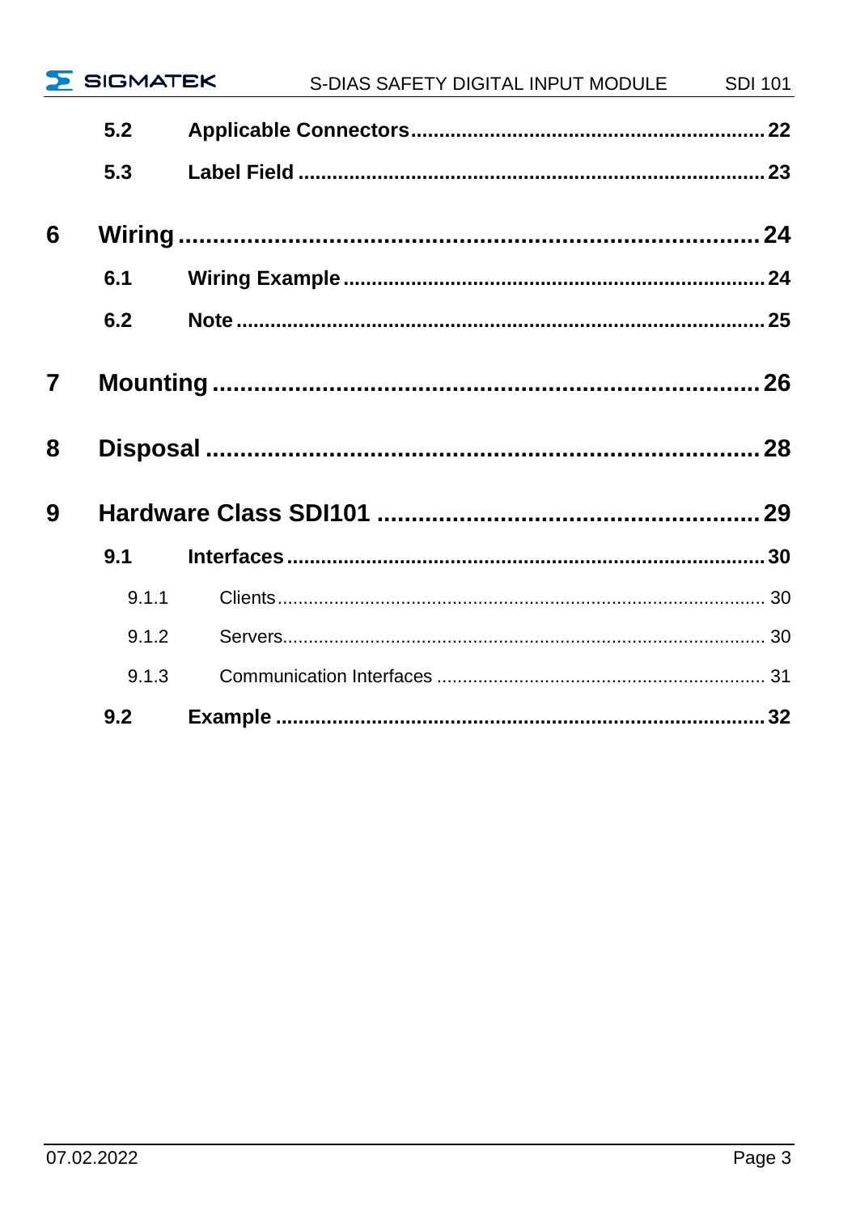**5.2 Applicable Connectors ........................................................ 22**

**5.3 Label Field ......................................................................... 23**

**6 Wiring .................................................................................. 24**

**6.1 Wiring Example .................................................................. 24**

**6.2 Note ..................................................................................... 25**

**7 Mounting .............................................................................. 26**

**8 Disposal ............................................................................... 28**

**9 Hardware Class SDI101 ..................................................... 29**

**9.1 Interfaces ............................................................................ 30**

9.1.1 Clients ..................................................................................... 30

9.1.2 Servers .................................................................................... 30

9.1.3 Communication Interfaces ..................................................... 31

**9.2 Example ............................................................................... 32**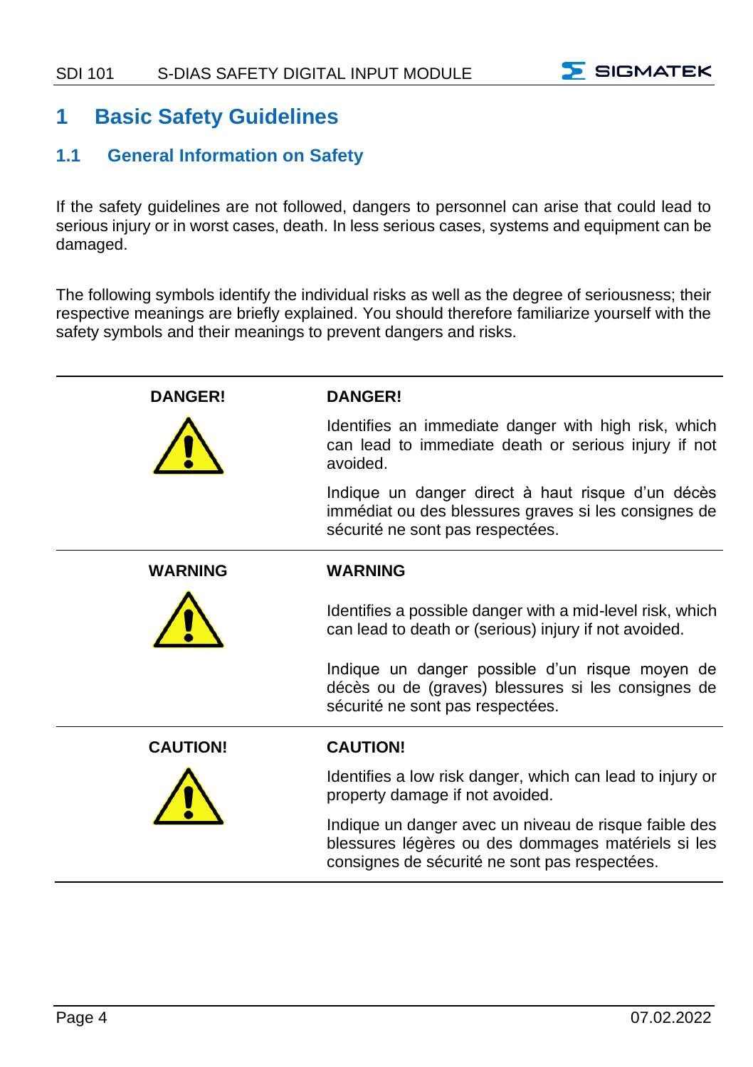# 1 Basic Safety Guidelines

## 1.1 General Information on Safety

If the safety guidelines are not followed, dangers to personnel can arise that could lead to serious injury or in worst cases, death. In less serious cases, systems and equipment can be damaged.

The following symbols identify the individual risks as well as the degree of seriousness; their respective meanings are briefly explained. You should therefore familiarize yourself with the safety symbols and their meanings to prevent dangers and risks.

| | |
|---|---|
| **DANGER!** | **DANGER!**<br><br>Identifies an immediate danger with high risk, which can lead to immediate death or serious injury if not avoided.<br><br>Indique un danger direct à haut risque d'un décès immédiat ou des blessures graves si les consignes de sécurité ne sont pas respectées. |
| **WARNING** | **WARNING**<br><br>Identifies a possible danger with a mid-level risk, which can lead to death or (serious) injury if not avoided.<br><br>Indique un danger possible d'un risque moyen de décès ou de (graves) blessures si les consignes de sécurité ne sont pas respectées. |
| **CAUTION!** | **CAUTION!**<br><br>Identifies a low risk danger, which can lead to injury or property damage if not avoided.<br><br>Indique un danger avec un niveau de risque faible des blessures légères ou des dommages matériels si les consignes de sécurité ne sont pas respectées. |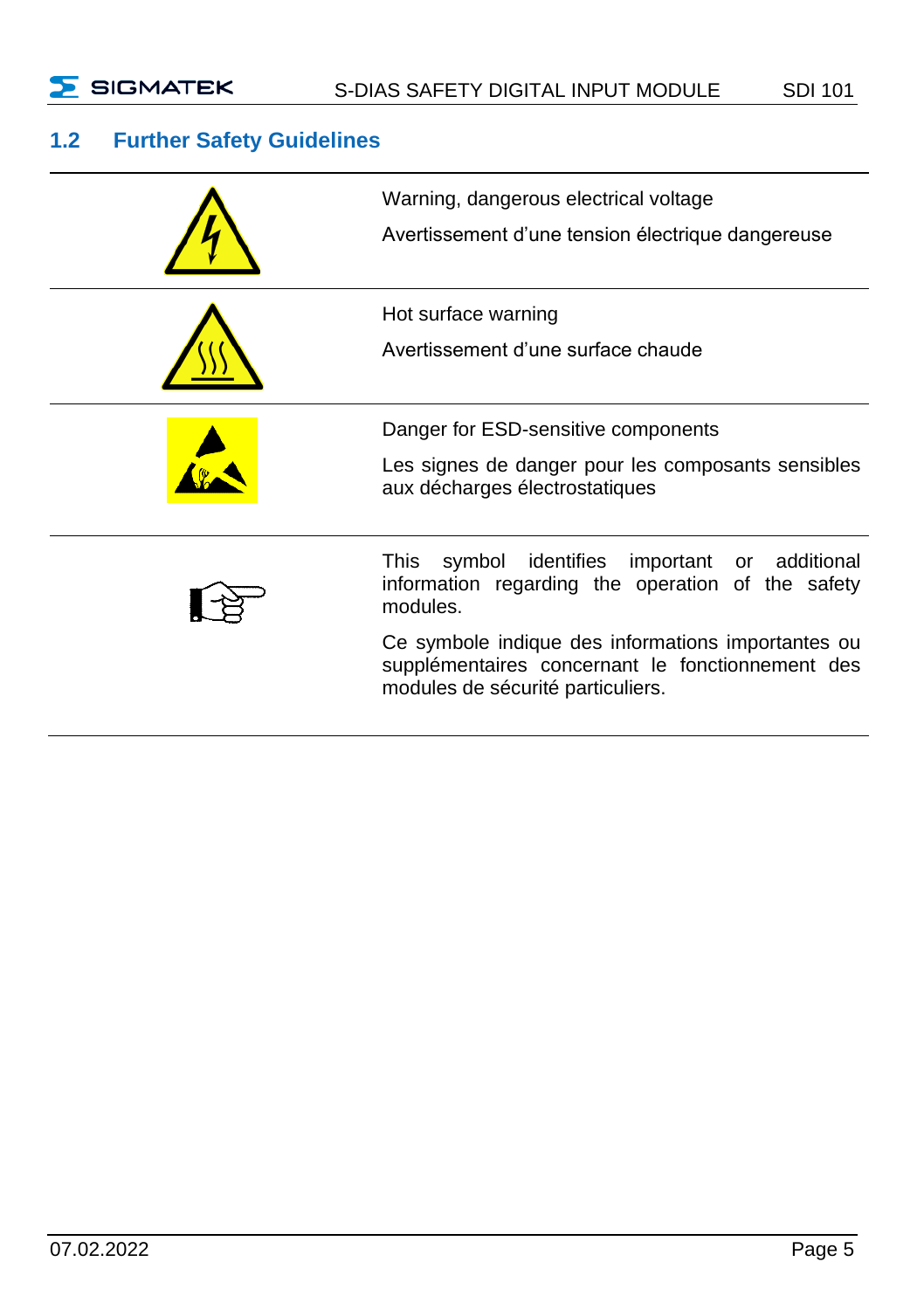## 1.2 Further Safety Guidelines

| | |
|---|---|
| | Warning, dangerous electrical voltage<br><br>Avertissement d'une tension électrique dangereuse |
| | Hot surface warning<br><br>Avertissement d'une surface chaude |
| | Danger for ESD-sensitive components<br><br>Les signes de danger pour les composants sensibles aux décharges électrostatiques |
| | This symbol identifies important or additional information regarding the operation of the safety modules.<br><br>Ce symbole indique des informations importantes ou supplémentaires concernant le fonctionnement des modules de sécurité particuliers. |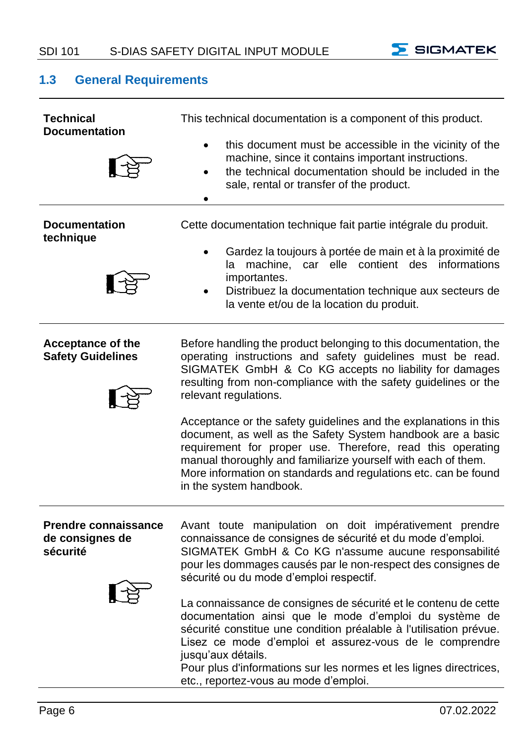## 1.3 General Requirements

**Technical Documentation**

This technical documentation is a component of this product.

- this document must be accessible in the vicinity of the machine, since it contains important instructions.
- the technical documentation should be included in the sale, rental or transfer of the product.
- 

**Documentation technique**

Cette documentation technique fait partie intégrale du produit.

- Gardez la toujours à portée de main et à la proximité de la machine, car elle contient des informations importantes.
- Distribuez la documentation technique aux secteurs de la vente et/ou de la location du produit.

**Acceptance of the Safety Guidelines**

Before handling the product belonging to this documentation, the operating instructions and safety guidelines must be read. SIGMATEK GmbH & Co KG accepts no liability for damages resulting from non-compliance with the safety guidelines or the relevant regulations.

Acceptance or the safety guidelines and the explanations in this document, as well as the Safety System handbook are a basic requirement for proper use. Therefore, read this operating manual thoroughly and familiarize yourself with each of them. More information on standards and regulations etc. can be found in the system handbook.

**Prendre connaissance de consignes de sécurité**

Avant toute manipulation on doit impérativement prendre connaissance de consignes de sécurité et du mode d'emploi. SIGMATEK GmbH & Co KG n'assume aucune responsabilité pour les dommages causés par le non-respect des consignes de sécurité ou du mode d'emploi respectif.

La connaissance de consignes de sécurité et le contenu de cette documentation ainsi que le mode d'emploi du système de sécurité constitue une condition préalable à l'utilisation prévue. Lisez ce mode d'emploi et assurez-vous de le comprendre jusqu'aux détails.
Pour plus d'informations sur les normes et les lignes directrices, etc., reportez-vous au mode d'emploi.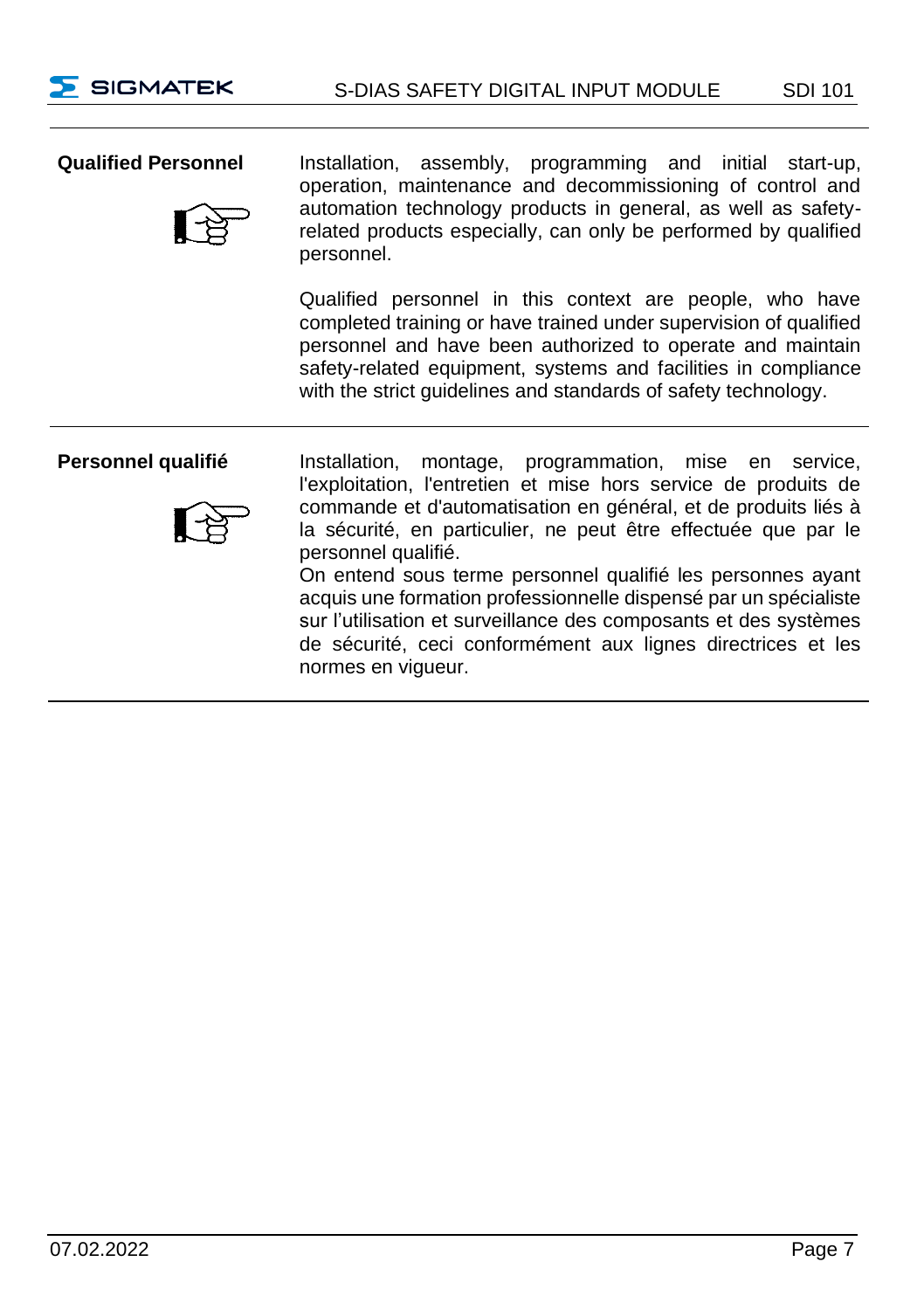**Qualified Personnel**

Installation, assembly, programming and initial start-up, operation, maintenance and decommissioning of control and automation technology products in general, as well as safety-related products especially, can only be performed by qualified personnel.

Qualified personnel in this context are people, who have completed training or have trained under supervision of qualified personnel and have been authorized to operate and maintain safety-related equipment, systems and facilities in compliance with the strict guidelines and standards of safety technology.

**Personnel qualifié**

Installation, montage, programmation, mise en service, l'exploitation, l'entretien et mise hors service de produits de commande et d'automatisation en général, et de produits liés à la sécurité, en particulier, ne peut être effectuée que par le personnel qualifié.
On entend sous terme personnel qualifié les personnes ayant acquis une formation professionnelle dispensé par un spécialiste sur l'utilisation et surveillance des composants et des systèmes de sécurité, ceci conformément aux lignes directrices et les normes en vigueur.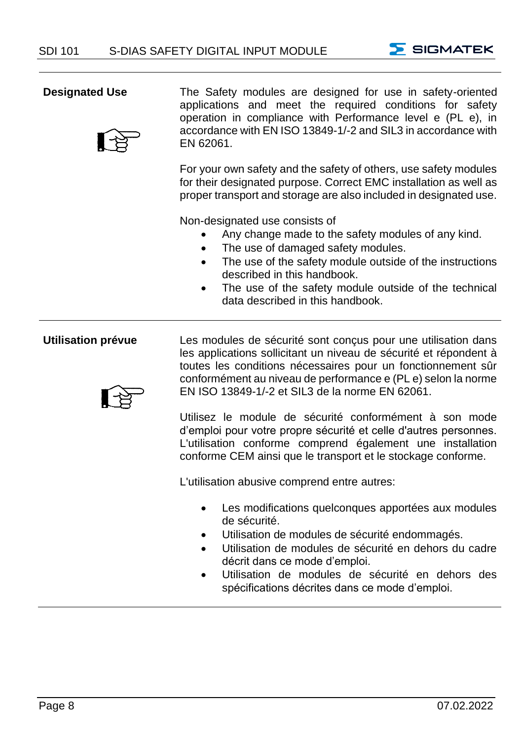**Designated Use**

The Safety modules are designed for use in safety-oriented applications and meet the required conditions for safety operation in compliance with Performance level e (PL e), in accordance with EN ISO 13849-1/-2 and SIL3 in accordance with EN 62061.

For your own safety and the safety of others, use safety modules for their designated purpose. Correct EMC installation as well as proper transport and storage are also included in designated use.

Non-designated use consists of

- Any change made to the safety modules of any kind.
- The use of damaged safety modules.
- The use of the safety module outside of the instructions described in this handbook.
- The use of the safety module outside of the technical data described in this handbook.

---

**Utilisation prévue**

Les modules de sécurité sont conçus pour une utilisation dans les applications sollicitant un niveau de sécurité et répondent à toutes les conditions nécessaires pour un fonctionnement sûr conformément au niveau de performance e (PL e) selon la norme EN ISO 13849-1/-2 et SIL3 de la norme EN 62061.

Utilisez le module de sécurité conformément à son mode d'emploi pour votre propre sécurité et celle d'autres personnes. L'utilisation conforme comprend également une installation conforme CEM ainsi que le transport et le stockage conforme.

L'utilisation abusive comprend entre autres:

- Les modifications quelconques apportées aux modules de sécurité.
- Utilisation de modules de sécurité endommagés.
- Utilisation de modules de sécurité en dehors du cadre décrit dans ce mode d'emploi.
- Utilisation de modules de sécurité en dehors des spécifications décrites dans ce mode d'emploi.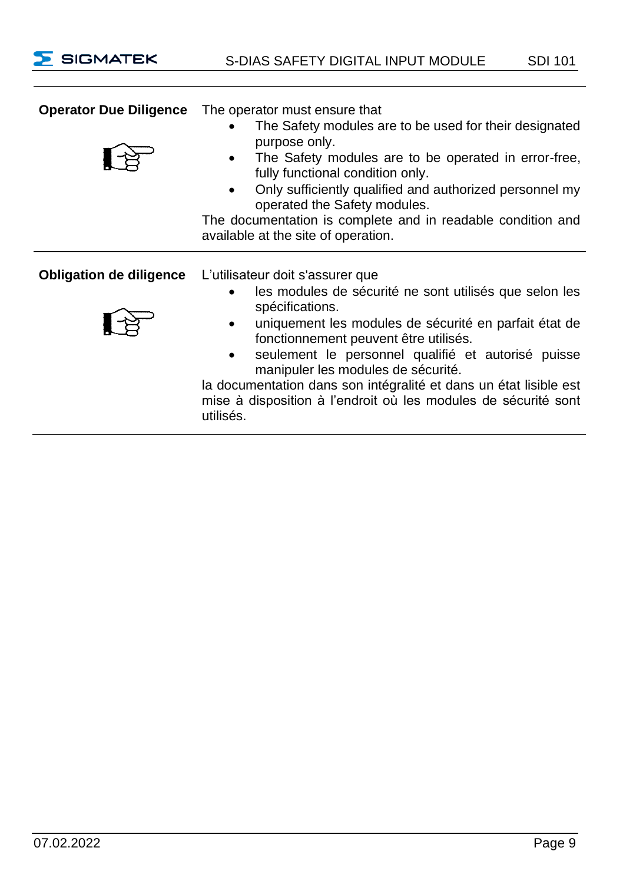**Operator Due Diligence**

The operator must ensure that

- The Safety modules are to be used for their designated purpose only.
- The Safety modules are to be operated in error-free, fully functional condition only.
- Only sufficiently qualified and authorized personnel my operated the Safety modules.

The documentation is complete and in readable condition and available at the site of operation.

**Obligation de diligence**

L'utilisateur doit s'assurer que

- les modules de sécurité ne sont utilisés que selon les spécifications.
- uniquement les modules de sécurité en parfait état de fonctionnement peuvent être utilisés.
- seulement le personnel qualifié et autorisé puisse manipuler les modules de sécurité.

la documentation dans son intégralité et dans un état lisible est mise à disposition à l'endroit où les modules de sécurité sont utilisés.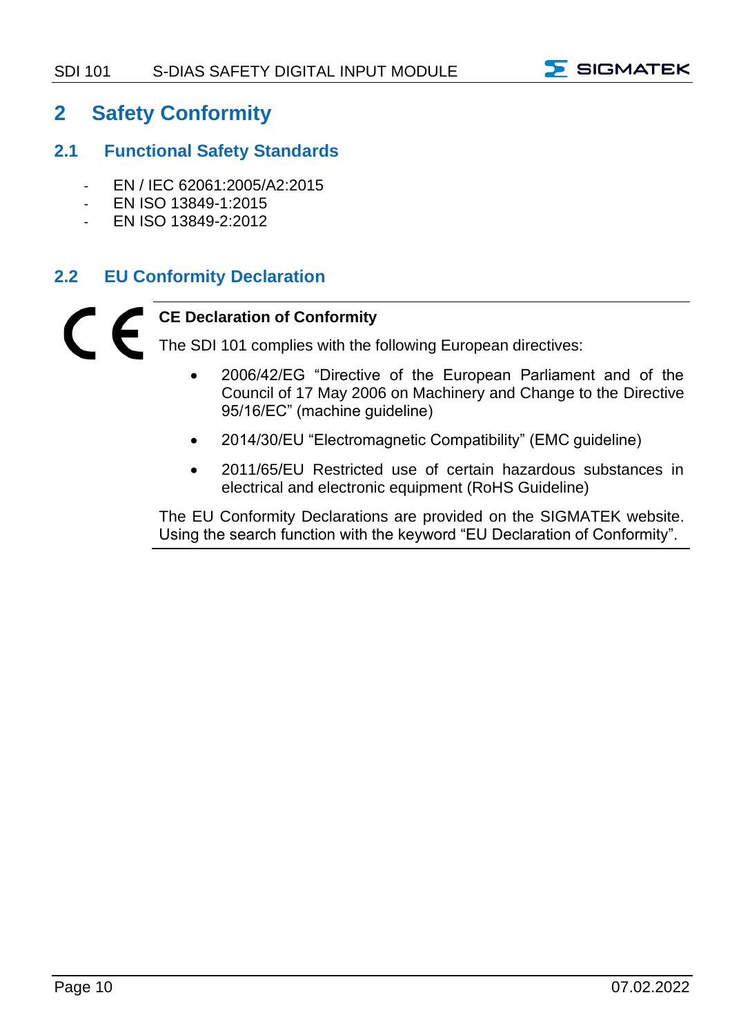# 2 Safety Conformity

## 2.1 Functional Safety Standards

- EN / IEC 62061:2005/A2:2015
- EN ISO 13849-1:2015
- EN ISO 13849-2:2012

## 2.2 EU Conformity Declaration

**CE Declaration of Conformity**

The SDI 101 complies with the following European directives:

- 2006/42/EG "Directive of the European Parliament and of the Council of 17 May 2006 on Machinery and Change to the Directive 95/16/EC" (machine guideline)
- 2014/30/EU "Electromagnetic Compatibility" (EMC guideline)
- 2011/65/EU Restricted use of certain hazardous substances in electrical and electronic equipment (RoHS Guideline)

The EU Conformity Declarations are provided on the SIGMATEK website. Using the search function with the keyword "EU Declaration of Conformity".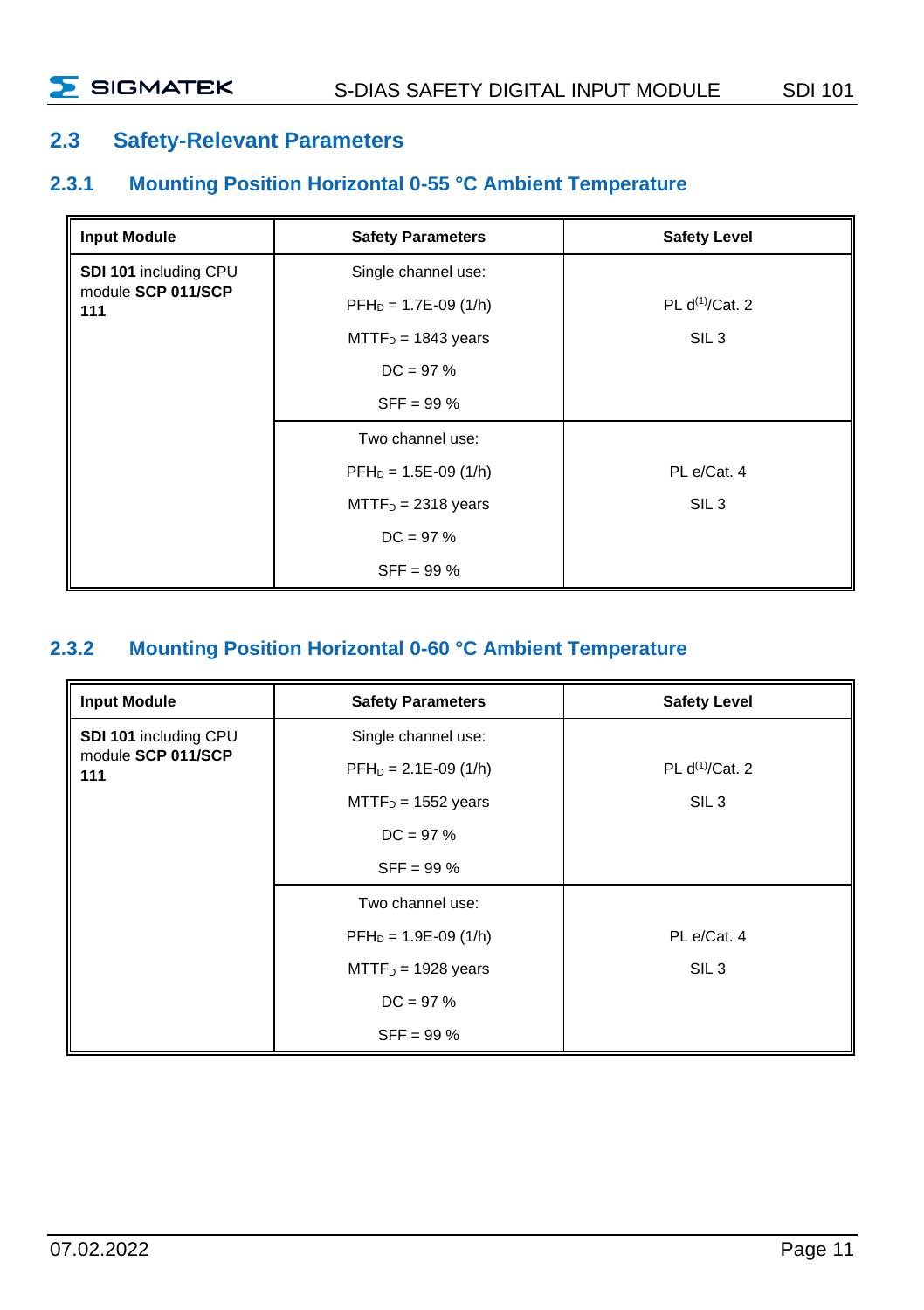## 2.3 Safety-Relevant Parameters

### 2.3.1 Mounting Position Horizontal 0-55 °C Ambient Temperature

| Input Module | Safety Parameters | Safety Level |
|---|---|---|
| **SDI 101** including CPU module **SCP 011/SCP 111** | Single channel use:<br>$PFH_D$ = 1.7E-09 (1/h)<br>$MTTF_D$ = 1843 years<br>DC = 97 %<br>SFF = 99 % | PL d(1)/Cat. 2<br>SIL 3 |
| | Two channel use:<br>$PFH_D$ = 1.5E-09 (1/h)<br>$MTTF_D$ = 2318 years<br>DC = 97 %<br>SFF = 99 % | PL e/Cat. 4<br>SIL 3 |

### 2.3.2 Mounting Position Horizontal 0-60 °C Ambient Temperature

| Input Module | Safety Parameters | Safety Level |
|---|---|---|
| **SDI 101** including CPU module **SCP 011/SCP 111** | Single channel use:<br>$PFH_D$ = 2.1E-09 (1/h)<br>$MTTF_D$ = 1552 years<br>DC = 97 %<br>SFF = 99 % | PL d(1)/Cat. 2<br>SIL 3 |
| | Two channel use:<br>$PFH_D$ = 1.9E-09 (1/h)<br>$MTTF_D$ = 1928 years<br>DC = 97 %<br>SFF = 99 % | PL e/Cat. 4<br>SIL 3 |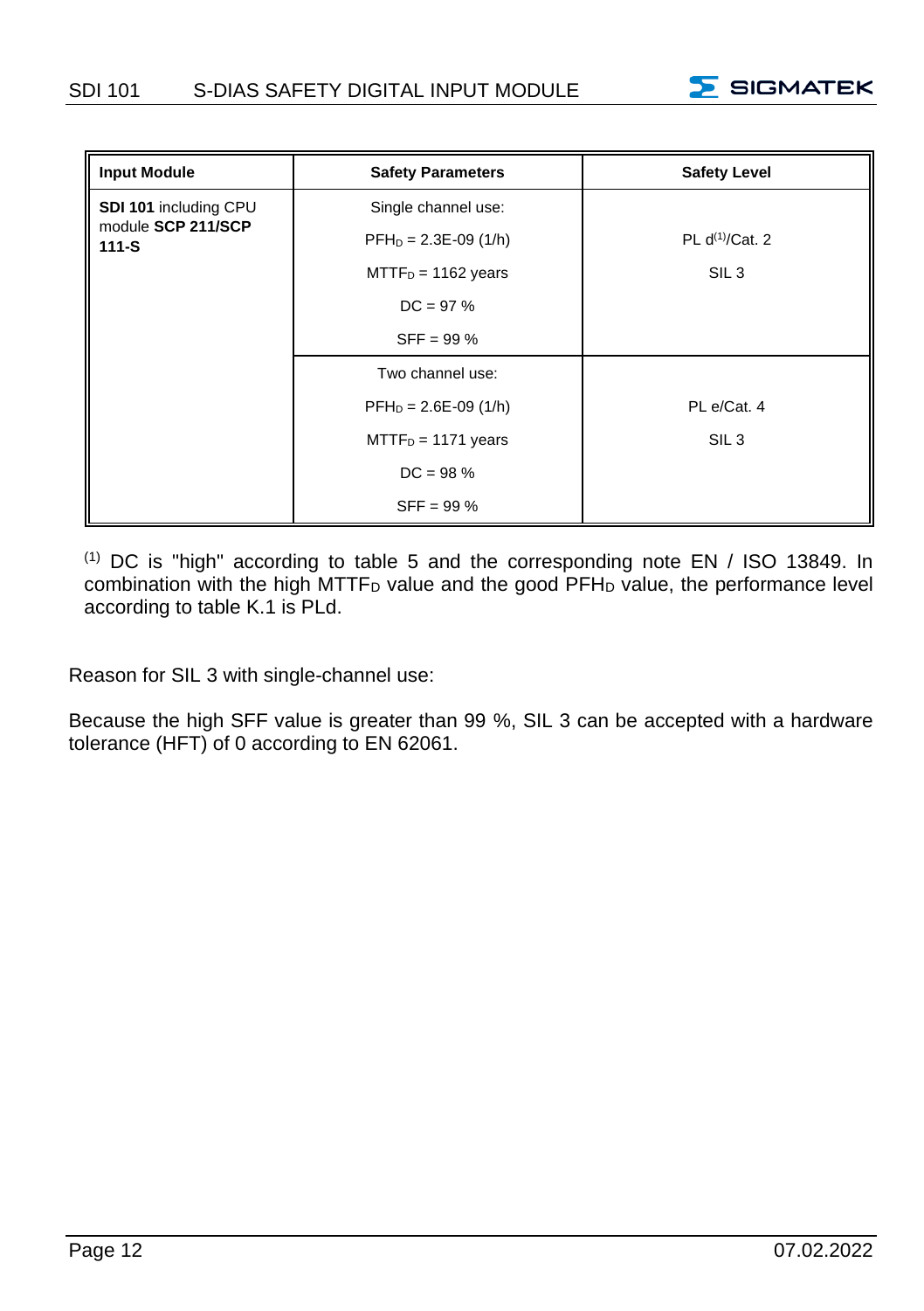| Input Module | Safety Parameters | Safety Level |
|---|---|---|
| **SDI 101** including CPU module **SCP 211/SCP 111-S** | Single channel use: | |
| | $PFH_D$ = 2.3E-09 (1/h) | PL d[1]/Cat. 2 |
| | $MTTF_D$ = 1162 years | SIL 3 |
| | DC = 97 % | |
| | SFF = 99 % | |
| | Two channel use: | |
| | $PFH_D$ = 2.6E-09 (1/h) | PL e/Cat. 4 |
| | $MTTF_D$ = 1171 years | SIL 3 |
| | DC = 98 % | |
| | SFF = 99 % | |

[1] DC is "high" according to table 5 and the corresponding note EN / ISO 13849. In combination with the high $MTTF_D$ value and the good $PFH_D$ value, the performance level according to table K.1 is PLd.

Reason for SIL 3 with single-channel use:

Because the high SFF value is greater than 99 %, SIL 3 can be accepted with a hardware tolerance (HFT) of 0 according to EN 62061.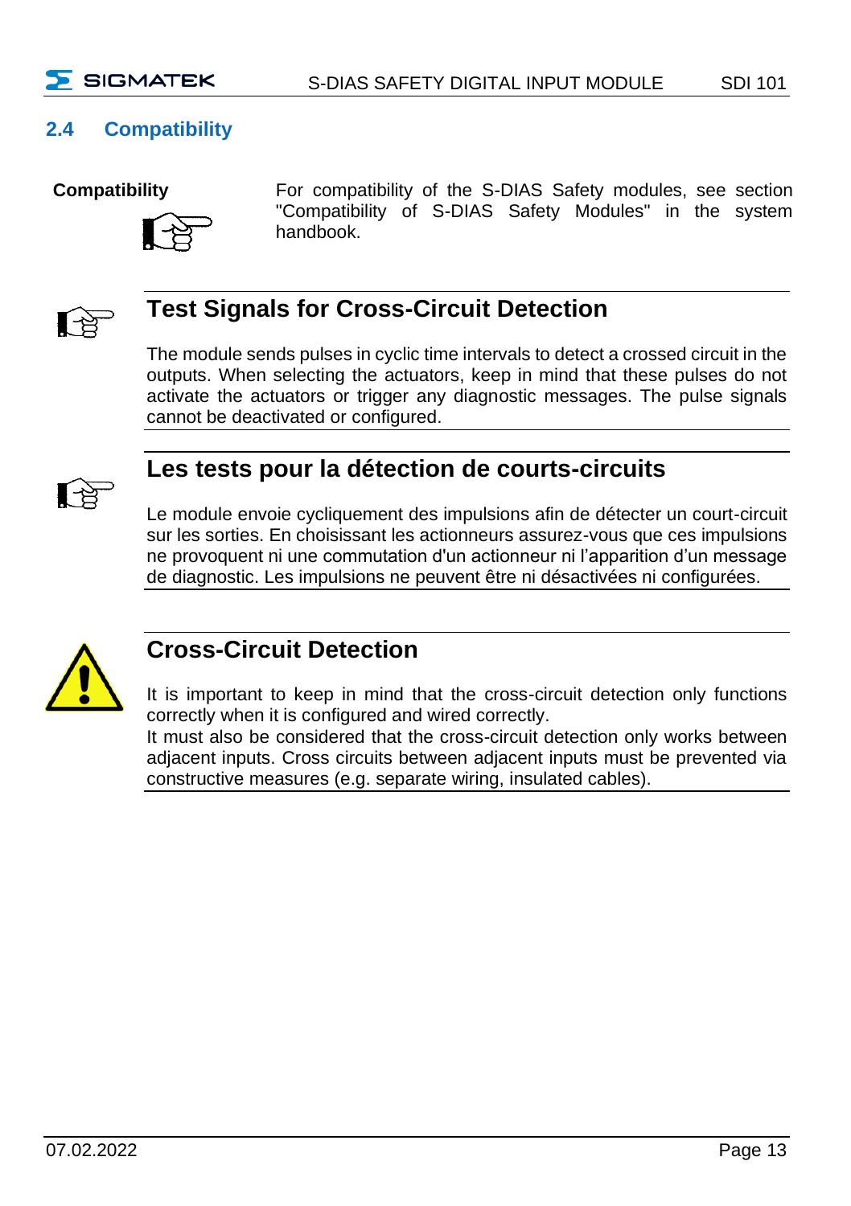## 2.4 Compatibility

**Compatibility**

For compatibility of the S-DIAS Safety modules, see section "Compatibility of S-DIAS Safety Modules" in the system handbook.

### Test Signals for Cross-Circuit Detection

The module sends pulses in cyclic time intervals to detect a crossed circuit in the outputs. When selecting the actuators, keep in mind that these pulses do not activate the actuators or trigger any diagnostic messages. The pulse signals cannot be deactivated or configured.

### Les tests pour la détection de courts-circuits

Le module envoie cycliquement des impulsions afin de détecter un court-circuit sur les sorties. En choisissant les actionneurs assurez-vous que ces impulsions ne provoquent ni une commutation d'un actionneur ni l'apparition d'un message de diagnostic. Les impulsions ne peuvent être ni désactivées ni configurées.

### Cross-Circuit Detection

It is important to keep in mind that the cross-circuit detection only functions correctly when it is configured and wired correctly.
It must also be considered that the cross-circuit detection only works between adjacent inputs. Cross circuits between adjacent inputs must be prevented via constructive measures (e.g. separate wiring, insulated cables).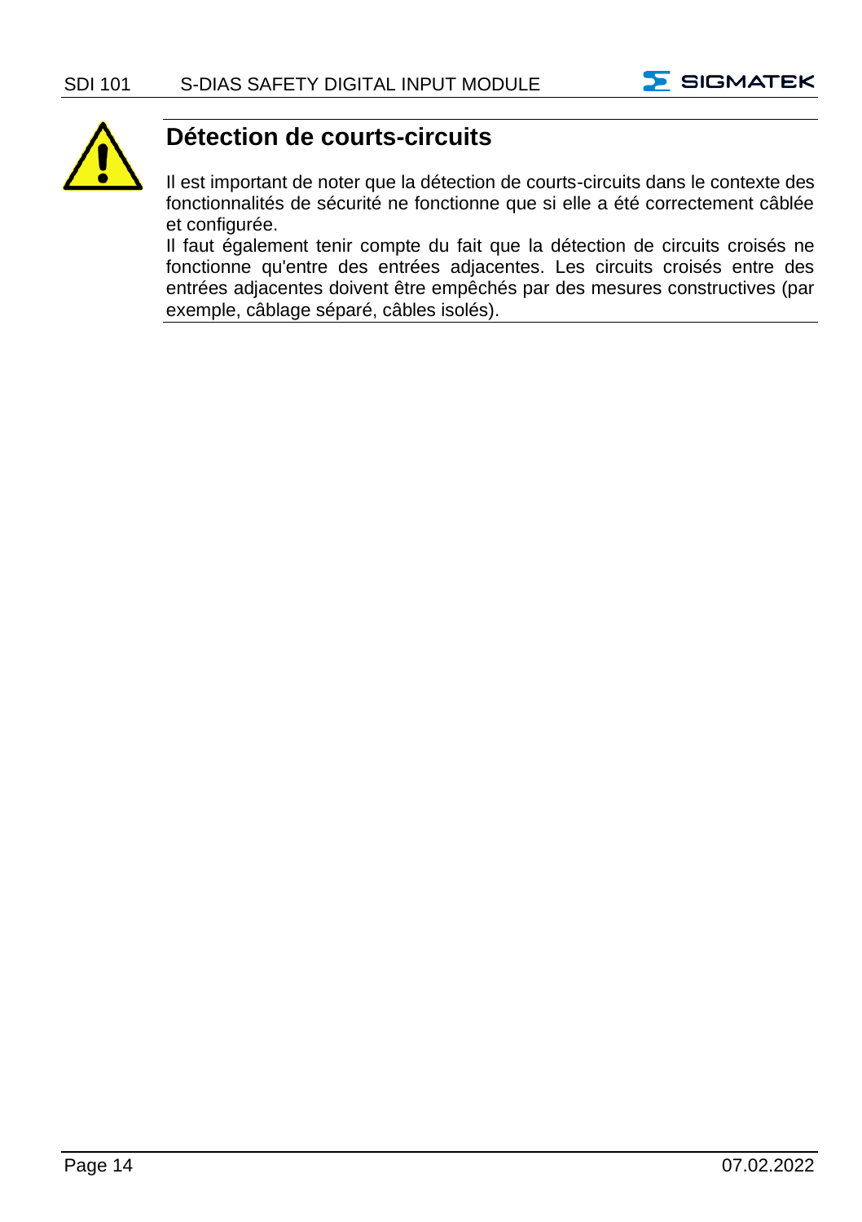## Détection de courts-circuits

Il est important de noter que la détection de courts-circuits dans le contexte des fonctionnalités de sécurité ne fonctionne que si elle a été correctement câblée et configurée.

Il faut également tenir compte du fait que la détection de circuits croisés ne fonctionne qu'entre des entrées adjacentes. Les circuits croisés entre des entrées adjacentes doivent être empêchés par des mesures constructives (par exemple, câblage séparé, câbles isolés).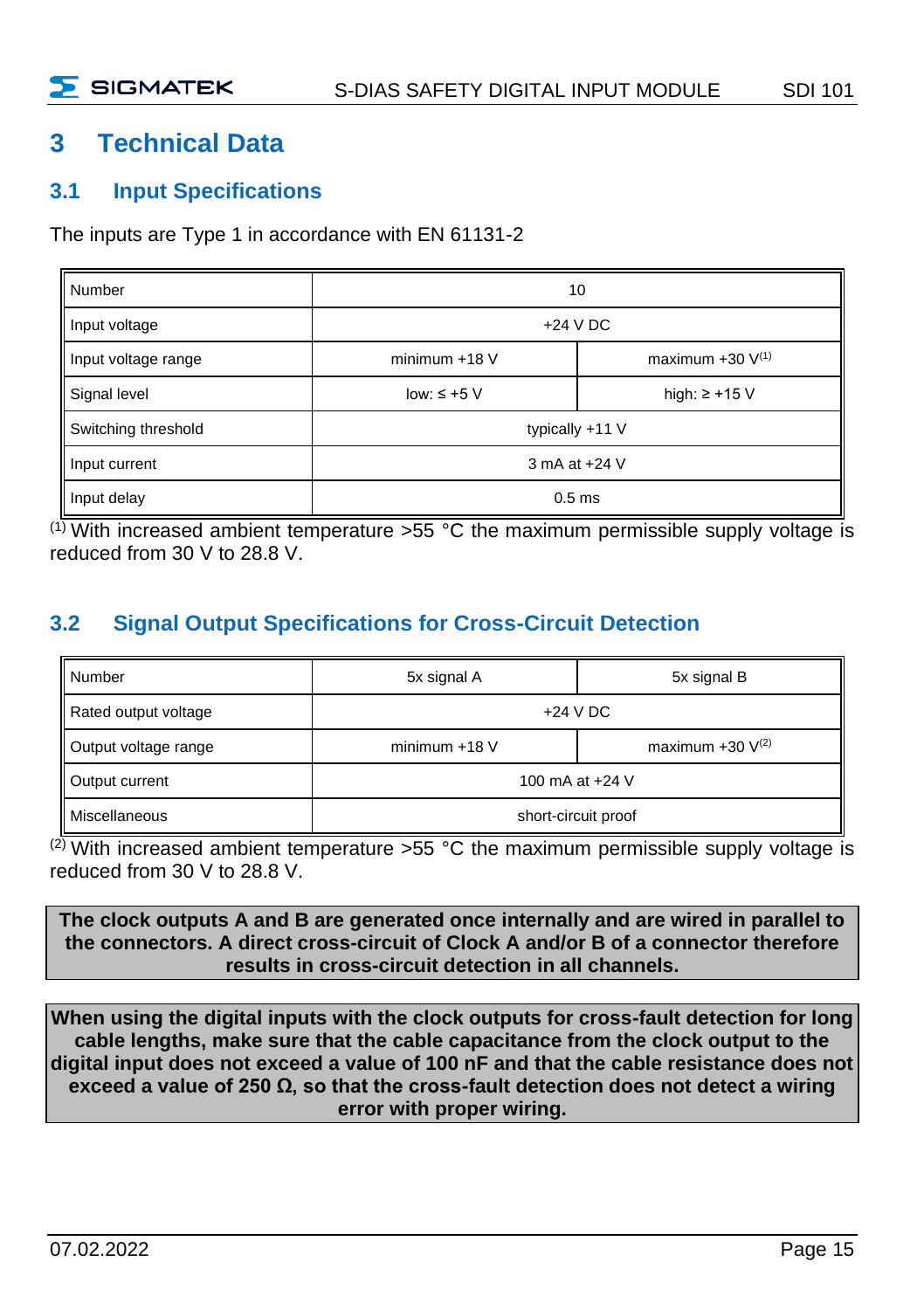# 3 Technical Data

## 3.1 Input Specifications

The inputs are Type 1 in accordance with EN 61131-2

| Number | 10 | |
|---|---|---|
| Input voltage | +24 V DC | |
| Input voltage range | minimum +18 V | maximum +30 V[1] |
| Signal level | low: ≤ +5 V | high: ≥ +15 V |
| Switching threshold | typically +11 V | |
| Input current | 3 mA at +24 V | |
| Input delay | 0.5 ms | |

[1] With increased ambient temperature >55 °C the maximum permissible supply voltage is reduced from 30 V to 28.8 V.

## 3.2 Signal Output Specifications for Cross-Circuit Detection

| Number | 5x signal A | 5x signal B |
|---|---|---|
| Rated output voltage | +24 V DC | |
| Output voltage range | minimum +18 V | maximum +30 V[2] |
| Output current | 100 mA at +24 V | |
| Miscellaneous | short-circuit proof | |

[2] With increased ambient temperature >55 °C the maximum permissible supply voltage is reduced from 30 V to 28.8 V.

**The clock outputs A and B are generated once internally and are wired in parallel to the connectors. A direct cross-circuit of Clock A and/or B of a connector therefore results in cross-circuit detection in all channels.**

**When using the digital inputs with the clock outputs for cross-fault detection for long cable lengths, make sure that the cable capacitance from the clock output to the digital input does not exceed a value of 100 nF and that the cable resistance does not exceed a value of 250 Ω, so that the cross-fault detection does not detect a wiring error with proper wiring.**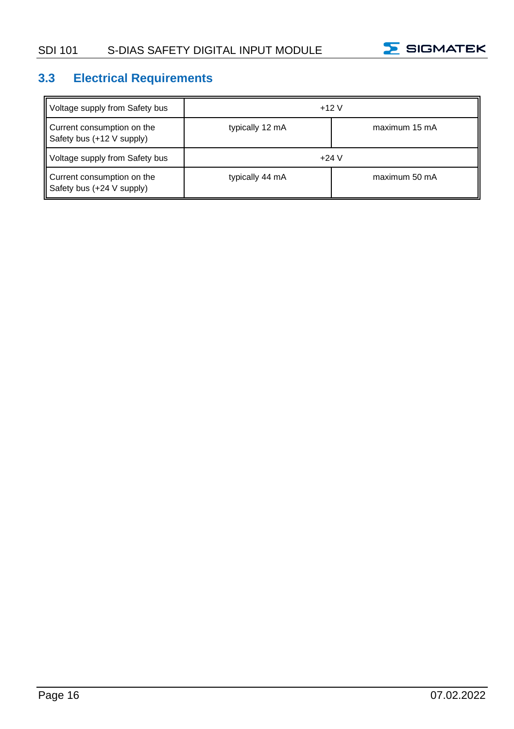## 3.3 Electrical Requirements

| | | |
|---|---|---|
| Voltage supply from Safety bus | +12 V | |
| Current consumption on the Safety bus (+12 V supply) | typically 12 mA | maximum 15 mA |
| Voltage supply from Safety bus | +24 V | |
| Current consumption on the Safety bus (+24 V supply) | typically 44 mA | maximum 50 mA |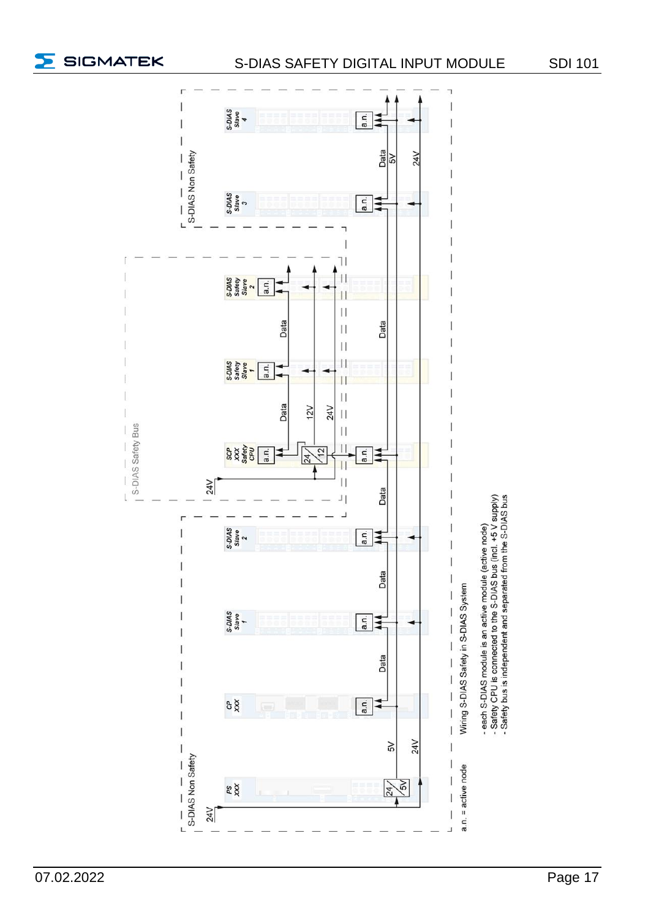Wiring S-DIAS Safety in S-DIAS System

- each S-DIAS module is an active module (active node)
- Safety CPU is connected to the S-DIAS bus (incl. +5 V supply)
- Safety bus is independent and separated from the S-DIAS bus

a.n. = active node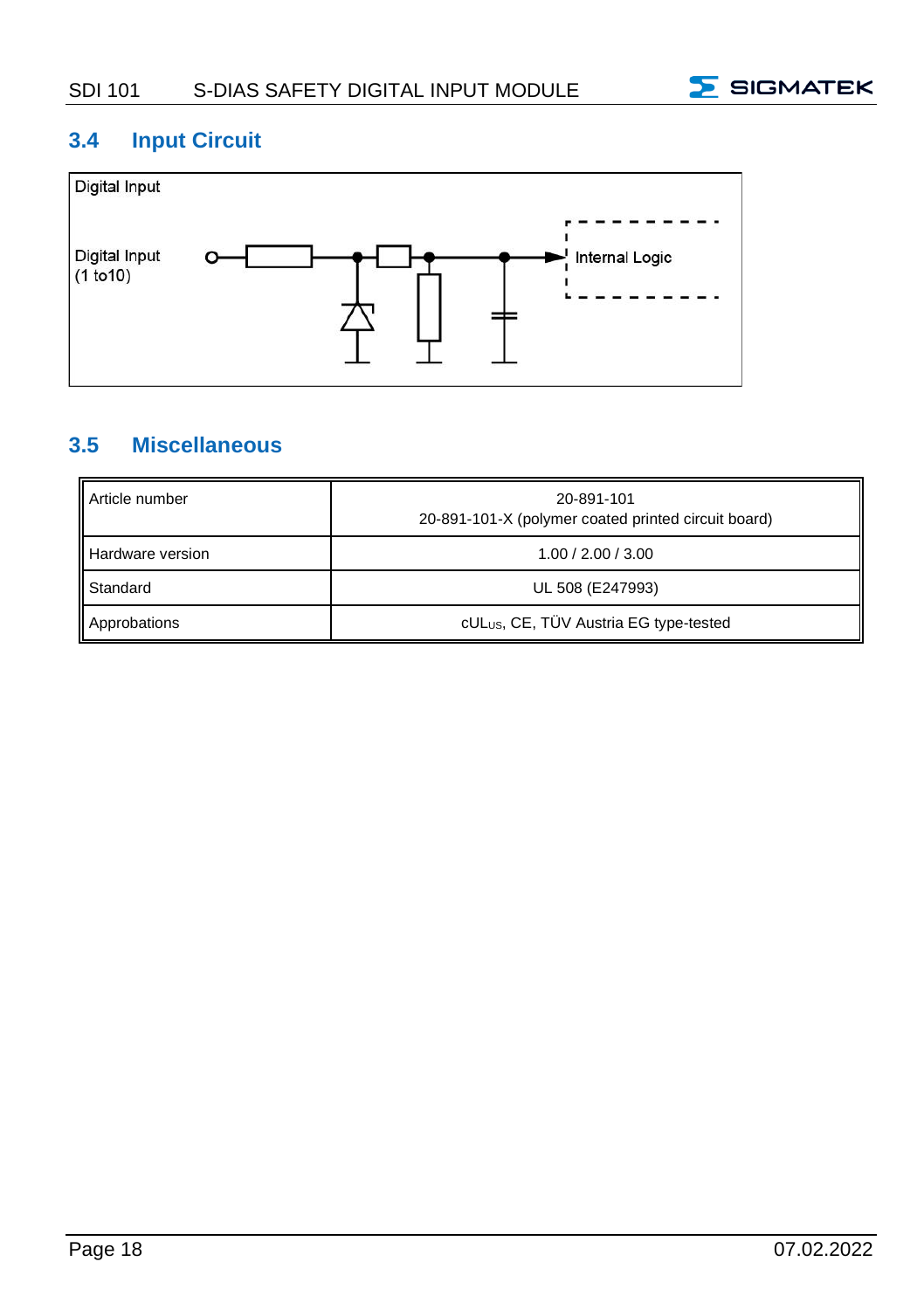## 3.4 Input Circuit

Digital Input

Digital Input (1 to10)

Internal Logic

## 3.5 Miscellaneous

| Article number | 20-891-101<br>20-891-101-X (polymer coated printed circuit board) |
|---|---|
| Hardware version | 1.00 / 2.00 / 3.00 |
| Standard | UL 508 (E247993) |
| Approbations | $cUL_{US}$, CE, TÜV Austria EG type-tested |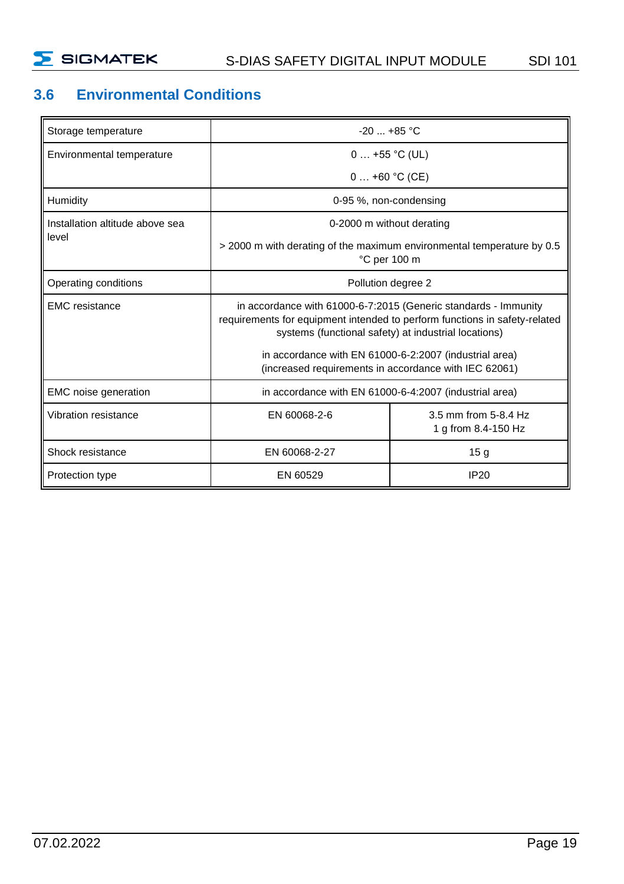## 3.6 Environmental Conditions

| | | |
|---|---|---|
| Storage temperature | -20 ... +85 °C | |
| Environmental temperature | 0 … +55 °C (UL)<br>0 … +60 °C (CE) | |
| Humidity | 0-95 %, non-condensing | |
| Installation altitude above sea level | 0-2000 m without derating<br>> 2000 m with derating of the maximum environmental temperature by 0.5 °C per 100 m | |
| Operating conditions | Pollution degree 2 | |
| EMC resistance | in accordance with 61000-6-7:2015 (Generic standards - Immunity requirements for equipment intended to perform functions in safety-related systems (functional safety) at industrial locations)<br>in accordance with EN 61000-6-2:2007 (industrial area) (increased requirements in accordance with IEC 62061) | |
| EMC noise generation | in accordance with EN 61000-6-4:2007 (industrial area) | |
| Vibration resistance | EN 60068-2-6 | 3.5 mm from 5-8.4 Hz<br>1 g from 8.4-150 Hz |
| Shock resistance | EN 60068-2-27 | 15 g |
| Protection type | EN 60529 | IP20 |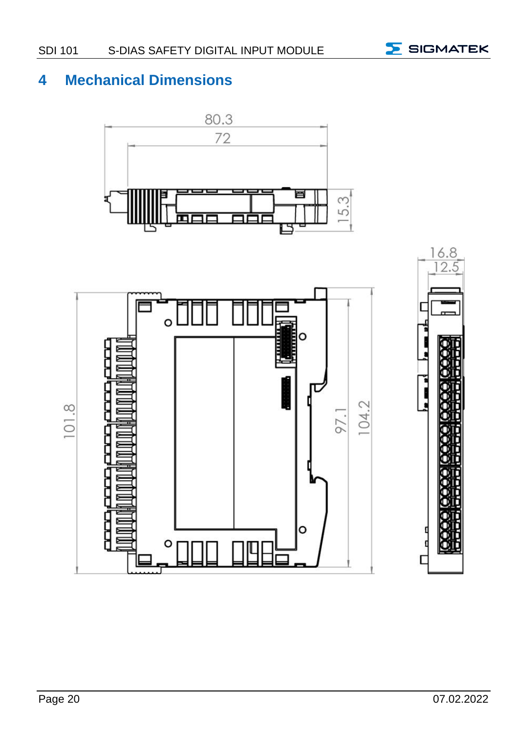# 4 Mechanical Dimensions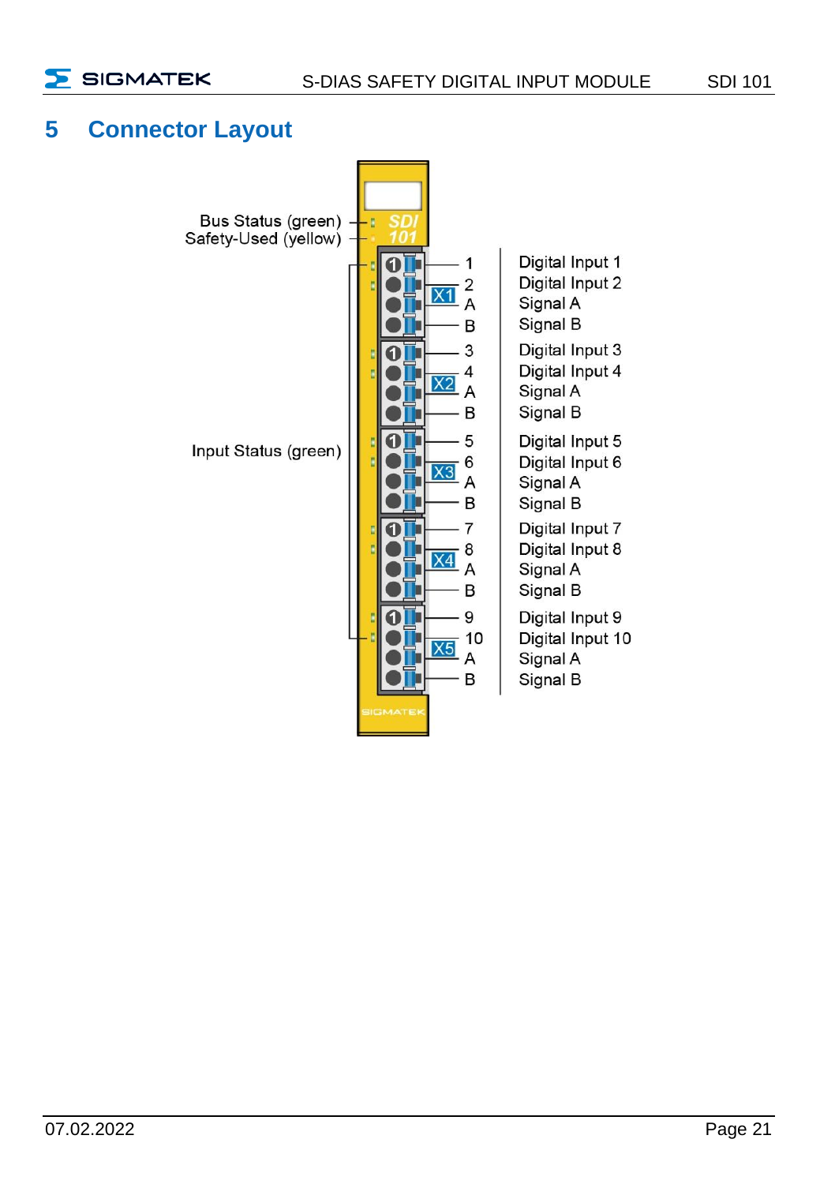# 5 Connector Layout

Bus Status (green)
Safety-Used (yellow)

Input Status (green)

SDI 101

| Connector | Terminal | Function |
|---|---|---|
| X1 | 1 | Digital Input 1 |
| | 2 | Digital Input 2 |
| | A | Signal A |
| | B | Signal B |
| X2 | 3 | Digital Input 3 |
| | 4 | Digital Input 4 |
| | A | Signal A |
| | B | Signal B |
| X3 | 5 | Digital Input 5 |
| | 6 | Digital Input 6 |
| | A | Signal A |
| | B | Signal B |
| X4 | 7 | Digital Input 7 |
| | 8 | Digital Input 8 |
| | A | Signal A |
| | B | Signal B |
| X5 | 9 | Digital Input 9 |
| | 10 | Digital Input 10 |
| | A | Signal A |
| | B | Signal B |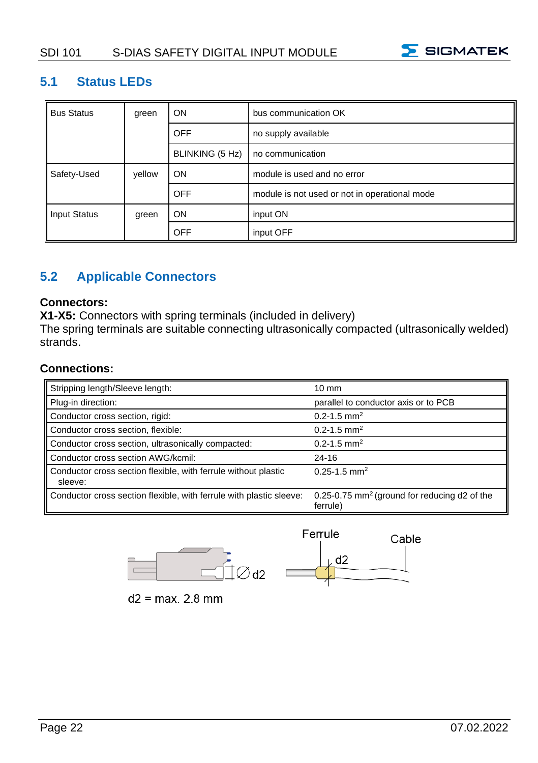## 5.1 Status LEDs

| Bus Status | green | ON | bus communication OK |
|---|---|---|---|
| | | OFF | no supply available |
| | | BLINKING (5 Hz) | no communication |
| Safety-Used | yellow | ON | module is used and no error |
| | | OFF | module is not used or not in operational mode |
| Input Status | green | ON | input ON |
| | | OFF | input OFF |

## 5.2 Applicable Connectors

**Connectors:**
**X1-X5:** Connectors with spring terminals (included in delivery)
The spring terminals are suitable connecting ultrasonically compacted (ultrasonically welded) strands.

**Connections:**

| Stripping length/Sleeve length: | 10 mm |
|---|---|
| Plug-in direction: | parallel to conductor axis or to PCB |
| Conductor cross section, rigid: | 0.2-1.5 mm$^2$ |
| Conductor cross section, flexible: | 0.2-1.5 mm$^2$ |
| Conductor cross section, ultrasonically compacted: | 0.2-1.5 mm$^2$ |
| Conductor cross section AWG/kcmil: | 24-16 |
| Conductor cross section flexible, with ferrule without plastic sleeve: | 0.25-1.5 mm$^2$ |
| Conductor cross section flexible, with ferrule with plastic sleeve: | 0.25-0.75 mm$^2$ (ground for reducing d2 of the ferrule) |

Ferrule Cable d2 ∅ d2

d2 = max. 2.8 mm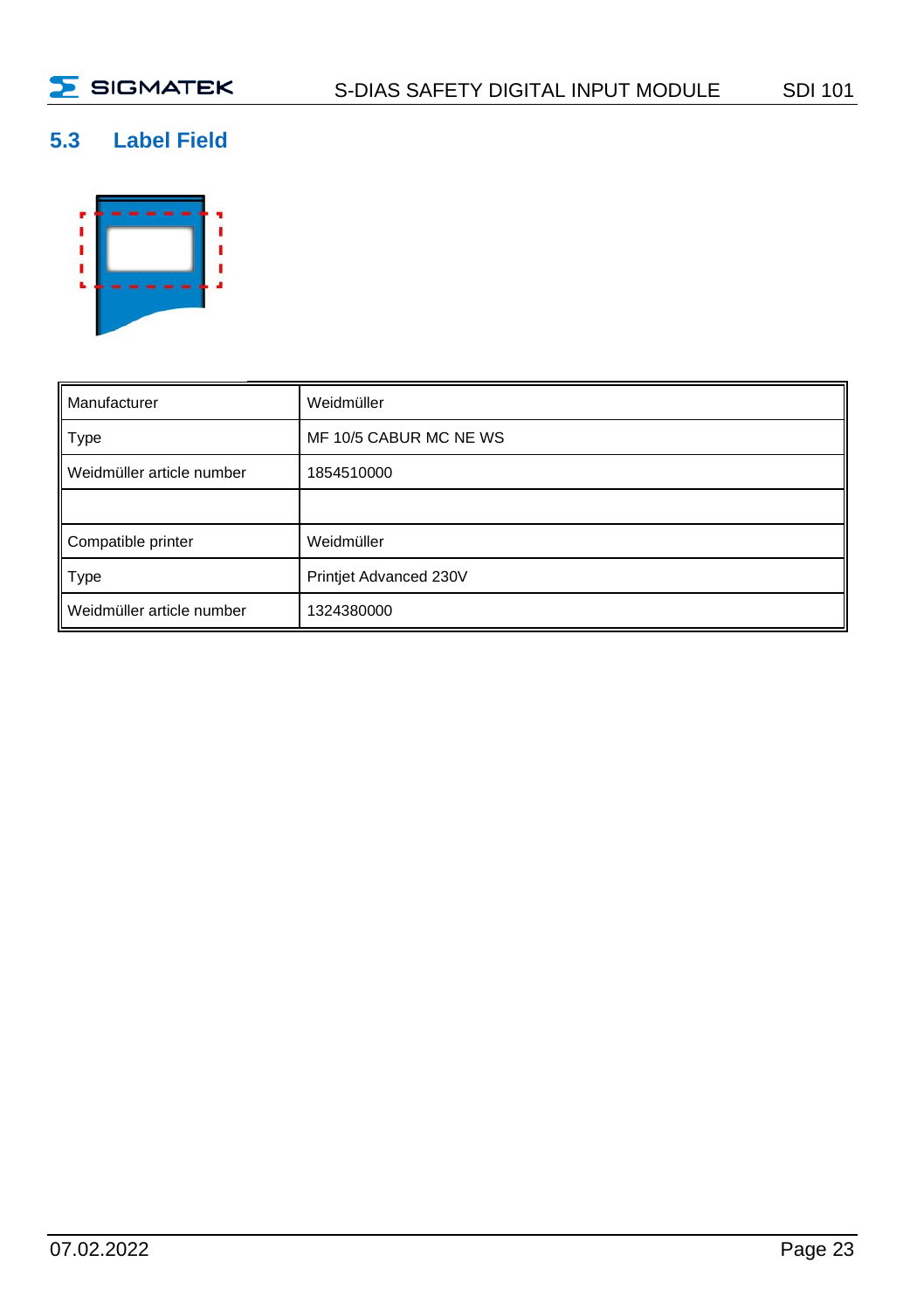## 5.3 Label Field

| Manufacturer | Weidmüller |
|---|---|
| Type | MF 10/5 CABUR MC NE WS |
| Weidmüller article number | 1854510000 |
| | |
| Compatible printer | Weidmüller |
| Type | Printjet Advanced 230V |
| Weidmüller article number | 1324380000 |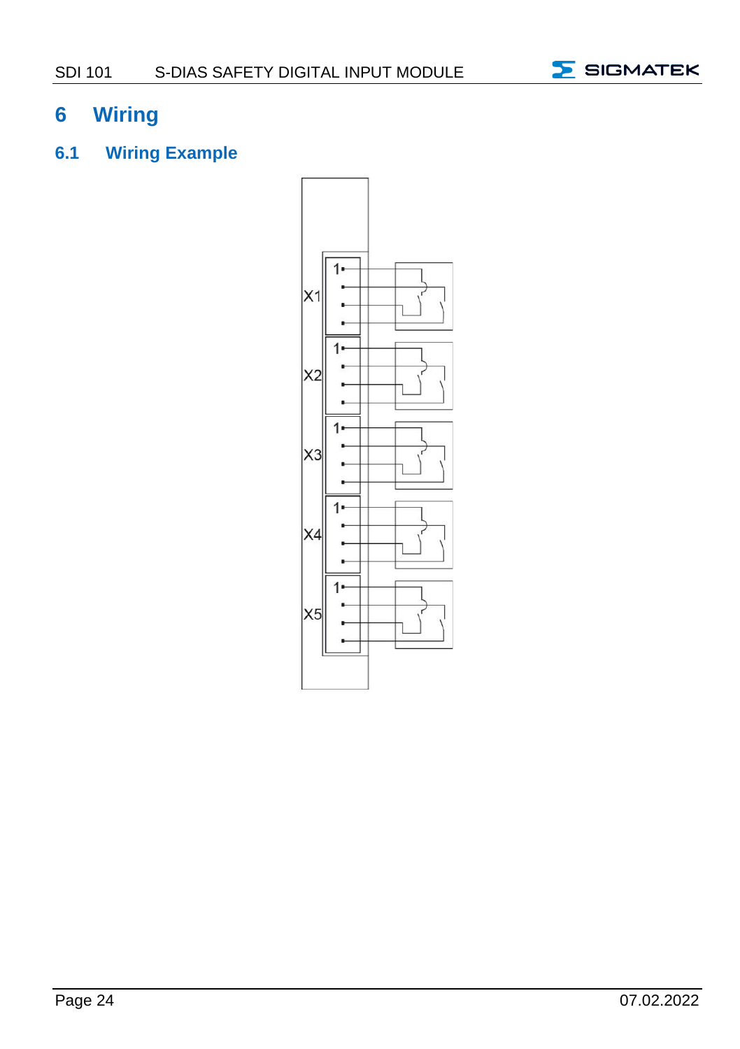# 6 Wiring

## 6.1 Wiring Example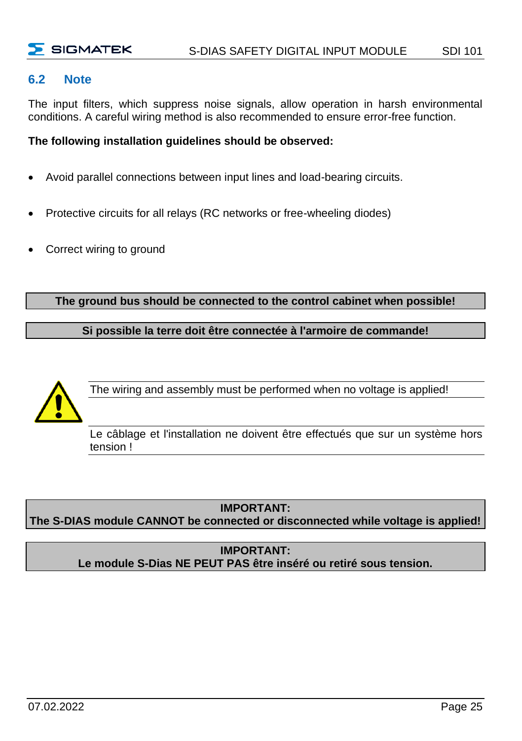## 6.2 Note

The input filters, which suppress noise signals, allow operation in harsh environmental conditions. A careful wiring method is also recommended to ensure error-free function.

**The following installation guidelines should be observed:**

- Avoid parallel connections between input lines and load-bearing circuits.
- Protective circuits for all relays (RC networks or free-wheeling diodes)
- Correct wiring to ground

**The ground bus should be connected to the control cabinet when possible!**

**Si possible la terre doit être connectée à l'armoire de commande!**

The wiring and assembly must be performed when no voltage is applied!

Le câblage et l'installation ne doivent être effectués que sur un système hors tension !

**IMPORTANT:**
**The S-DIAS module CANNOT be connected or disconnected while voltage is applied!**

**IMPORTANT:**
**Le module S-Dias NE PEUT PAS être inséré ou retiré sous tension.**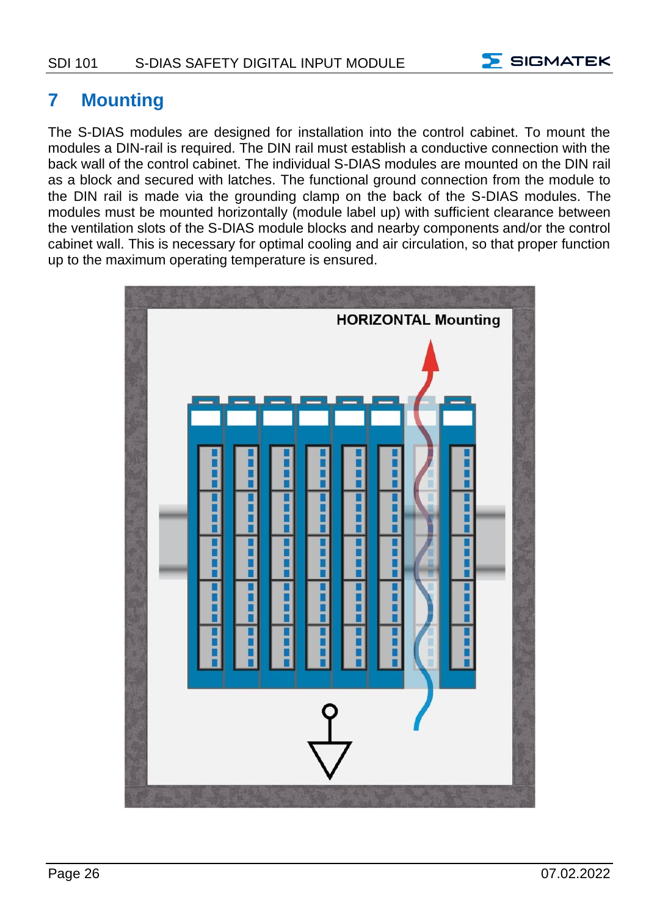# 7 Mounting

The S-DIAS modules are designed for installation into the control cabinet. To mount the modules a DIN-rail is required. The DIN rail must establish a conductive connection with the back wall of the control cabinet. The individual S-DIAS modules are mounted on the DIN rail as a block and secured with latches. The functional ground connection from the module to the DIN rail is made via the grounding clamp on the back of the S-DIAS modules. The modules must be mounted horizontally (module label up) with sufficient clearance between the ventilation slots of the S-DIAS module blocks and nearby components and/or the control cabinet wall. This is necessary for optimal cooling and air circulation, so that proper function up to the maximum operating temperature is ensured.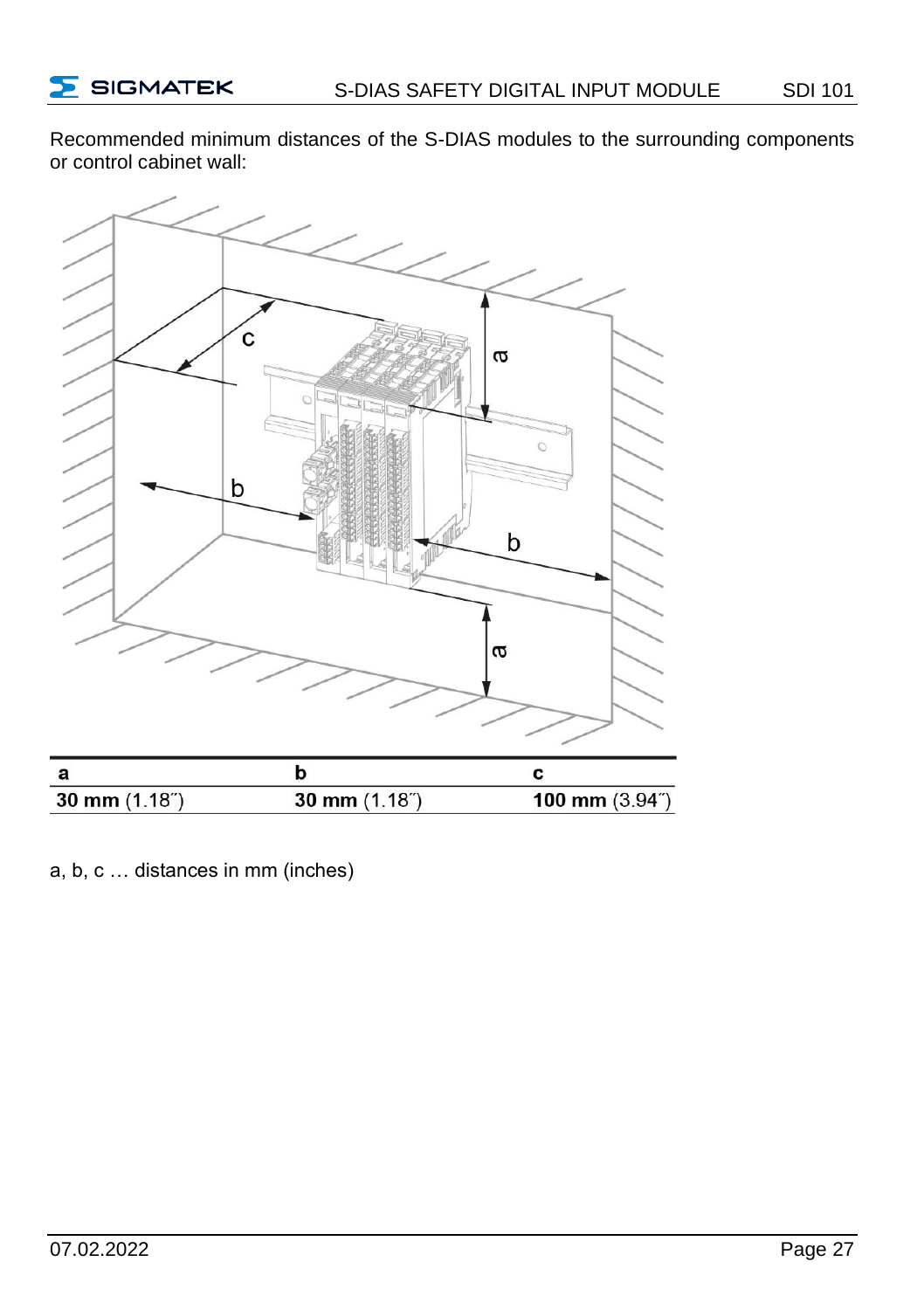Recommended minimum distances of the S-DIAS modules to the surrounding components or control cabinet wall:

| a | b | c |
| --- | --- | --- |
| **30 mm** (1.18˝) | **30 mm** (1.18˝) | **100 mm** (3.94˝) |

a, b, c … distances in mm (inches)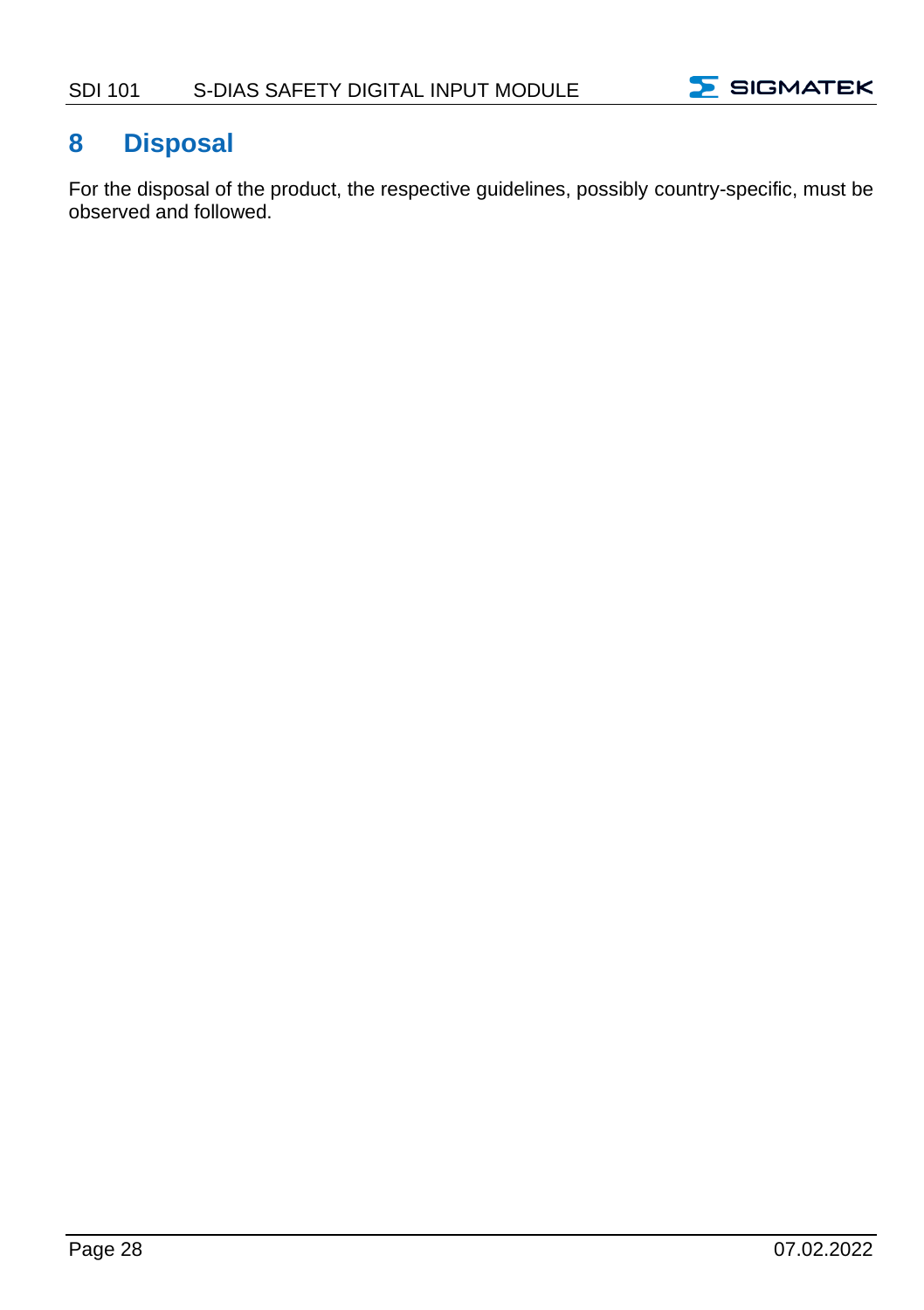# 8 Disposal

For the disposal of the product, the respective guidelines, possibly country-specific, must be observed and followed.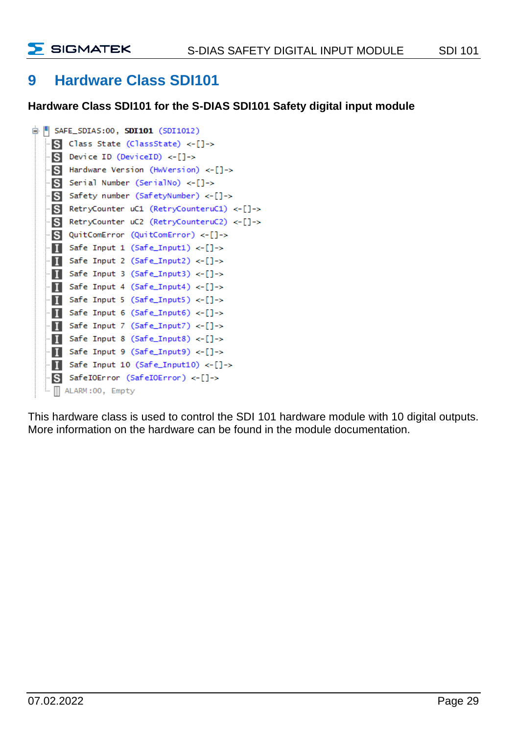# 9 Hardware Class SDI101

**Hardware Class SDI101 for the S-DIAS SDI101 Safety digital input module**

```
SAFE_SDIAS:00, SDI101 (SDI1012)
  S Class State (ClassState) <-[]->
  S Device ID (DeviceID) <-[]->
  S Hardware Version (HwVersion) <-[]->
  S Serial Number (SerialNo) <-[]->
  S Safety number (SafetyNumber) <-[]->
  S RetryCounter uC1 (RetryCounteruC1) <-[]->
  S RetryCounter uC2 (RetryCounteruC2) <-[]->
  S QuitComError (QuitComError) <-[]->
  I Safe Input 1 (Safe_Input1) <-[]->
  I Safe Input 2 (Safe_Input2) <-[]->
  I Safe Input 3 (Safe_Input3) <-[]->
  I Safe Input 4 (Safe_Input4) <-[]->
  I Safe Input 5 (Safe_Input5) <-[]->
  I Safe Input 6 (Safe_Input6) <-[]->
  I Safe Input 7 (Safe_Input7) <-[]->
  I Safe Input 8 (Safe_Input8) <-[]->
  I Safe Input 9 (Safe_Input9) <-[]->
  I Safe Input 10 (Safe_Input10) <-[]->
  S SafeIOError (SafeIOError) <-[]->
  ALARM:00, Empty
```

This hardware class is used to control the SDI 101 hardware module with 10 digital outputs. More information on the hardware can be found in the module documentation.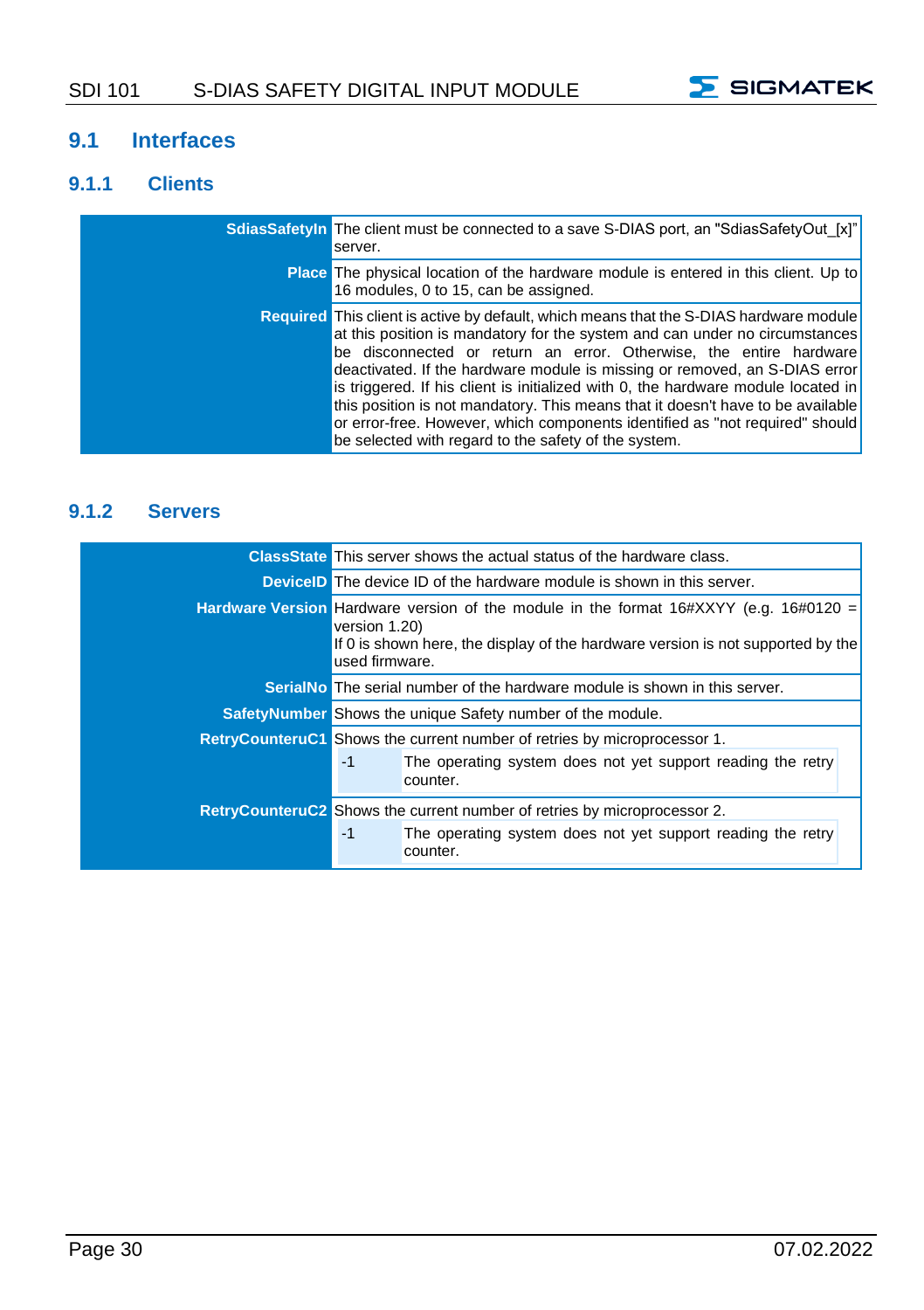## 9.1 Interfaces

### 9.1.1 Clients

| | |
|---|---|
| **SdiasSafetyIn** | The client must be connected to a save S-DIAS port, an "SdiasSafetyOut_[x]" server. |
| **Place** | The physical location of the hardware module is entered in this client. Up to 16 modules, 0 to 15, can be assigned. |
| **Required** | This client is active by default, which means that the S-DIAS hardware module at this position is mandatory for the system and can under no circumstances be disconnected or return an error. Otherwise, the entire hardware deactivated. If the hardware module is missing or removed, an S-DIAS error is triggered. If his client is initialized with 0, the hardware module located in this position is not mandatory. This means that it doesn't have to be available or error-free. However, which components identified as "not required" should be selected with regard to the safety of the system. |

### 9.1.2 Servers

| | |
|---|---|
| **ClassState** | This server shows the actual status of the hardware class. |
| **DeviceID** | The device ID of the hardware module is shown in this server. |
| **Hardware Version** | Hardware version of the module in the format 16#XXYY (e.g. 16#0120 = version 1.20)<br>If 0 is shown here, the display of the hardware version is not supported by the used firmware. |
| **SerialNo** | The serial number of the hardware module is shown in this server. |
| **SafetyNumber** | Shows the unique Safety number of the module. |
| **RetryCounteruC1** | Shows the current number of retries by microprocessor 1.<br>-1: The operating system does not yet support reading the retry counter. |
| **RetryCounteruC2** | Shows the current number of retries by microprocessor 2.<br>-1: The operating system does not yet support reading the retry counter. |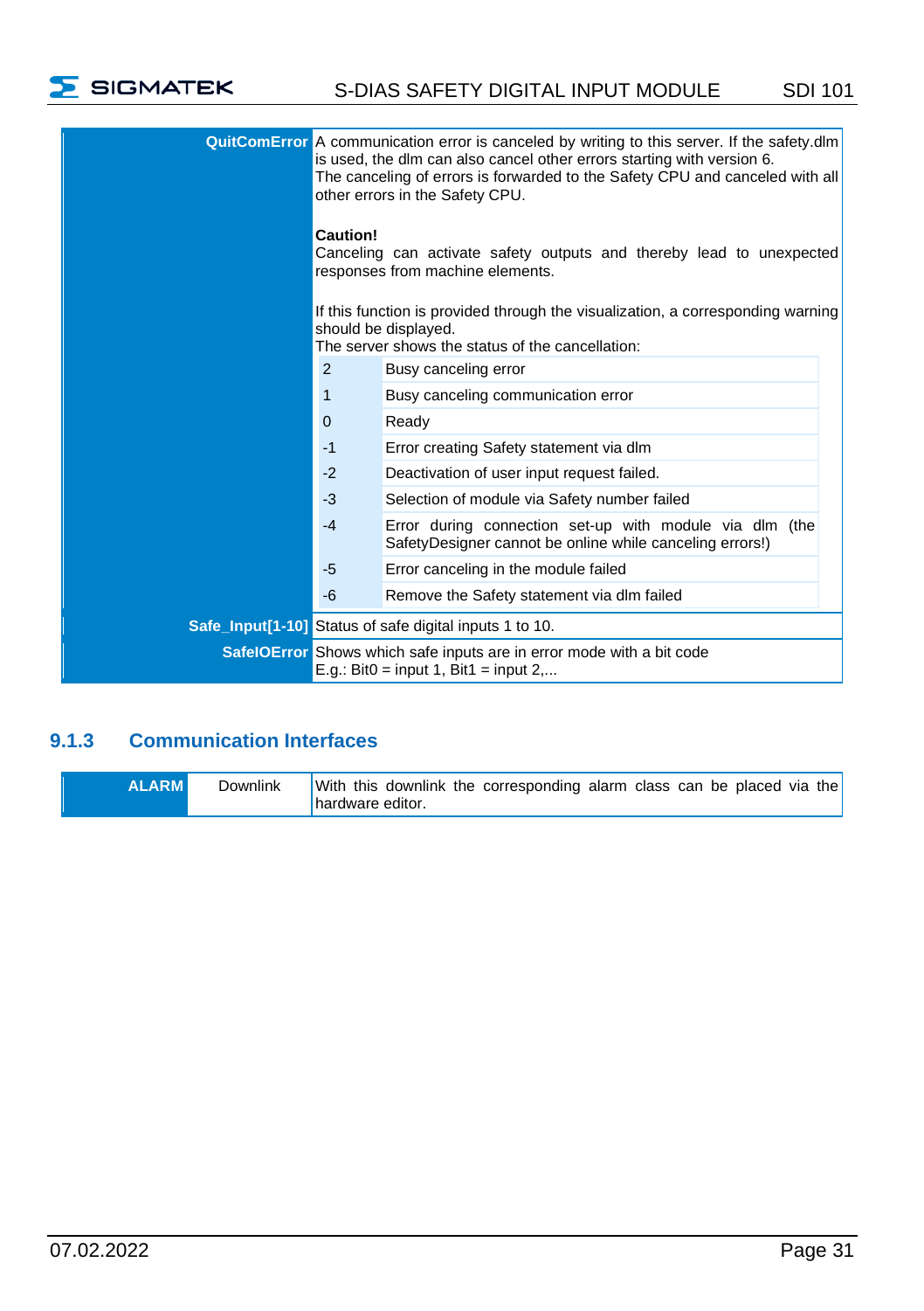| | |
|---|---|
| **QuitComError** | A communication error is canceled by writing to this server. If the safety.dlm is used, the dlm can also cancel other errors starting with version 6.<br>The canceling of errors is forwarded to the Safety CPU and canceled with all other errors in the Safety CPU.<br><br>**Caution!**<br>Canceling can activate safety outputs and thereby lead to unexpected responses from machine elements.<br><br>If this function is provided through the visualization, a corresponding warning should be displayed.<br>The server shows the status of the cancellation:<br>2: Busy canceling error<br>1: Busy canceling communication error<br>0: Ready<br>-1: Error creating Safety statement via dlm<br>-2: Deactivation of user input request failed.<br>-3: Selection of module via Safety number failed<br>-4: Error during connection set-up with module via dlm (the SafetyDesigner cannot be online while canceling errors!)<br>-5: Error canceling in the module failed<br>-6: Remove the Safety statement via dlm failed |
| **Safe_Input[1-10]** | Status of safe digital inputs 1 to 10. |
| **SafeIOError** | Shows which safe inputs are in error mode with a bit code<br>E.g.: Bit0 = input 1, Bit1 = input 2,... |

## 9.1.3 Communication Interfaces

| | | |
|---|---|---|
| **ALARM** | Downlink | With this downlink the corresponding alarm class can be placed via the hardware editor. |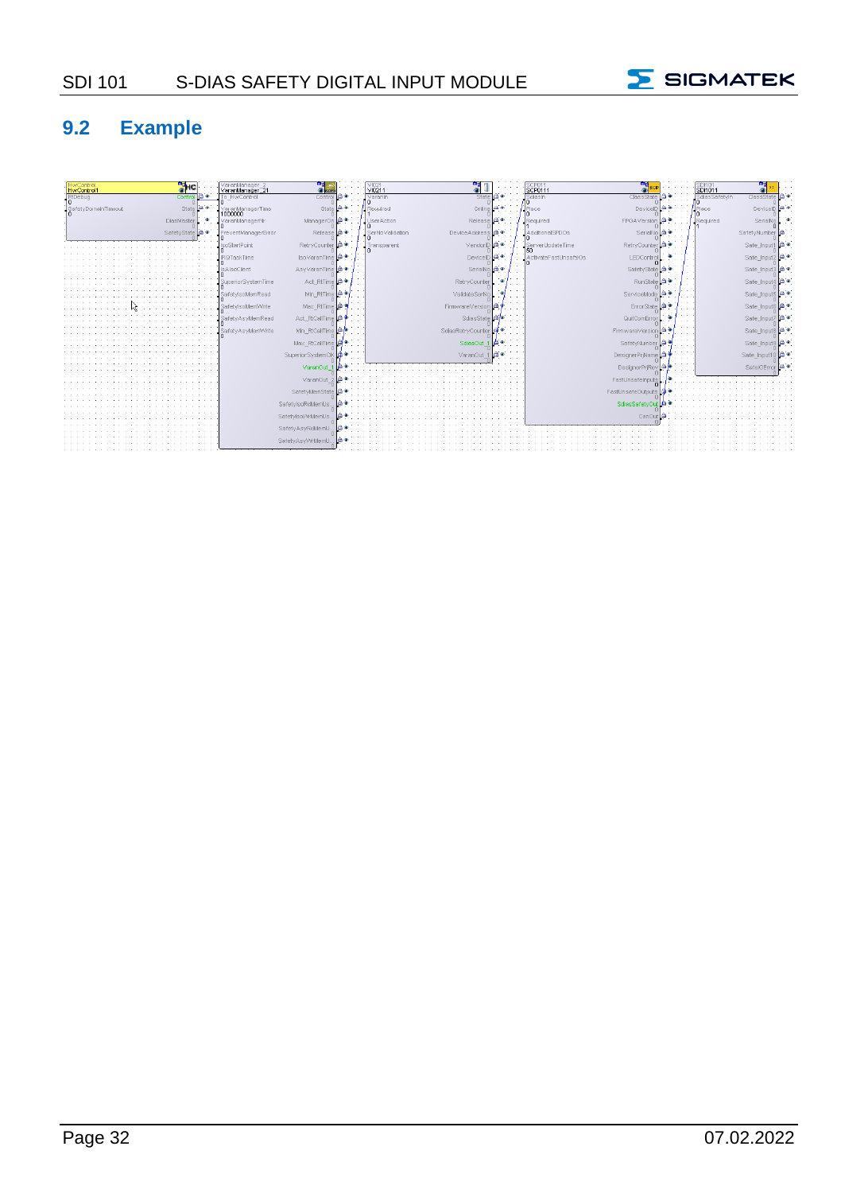## 9.2 Example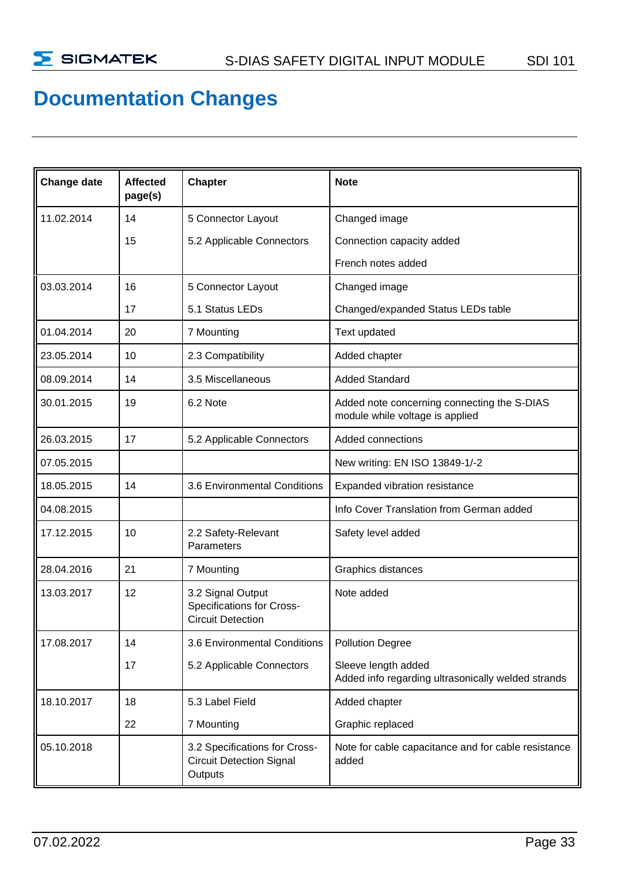# Documentation Changes

| Change date | Affected page(s) | Chapter | Note |
|---|---|---|---|
| 11.02.2014 | 14 | 5 Connector Layout | Changed image |
| | 15 | 5.2 Applicable Connectors | Connection capacity added |
| | | | French notes added |
| 03.03.2014 | 16 | 5 Connector Layout | Changed image |
| | 17 | 5.1 Status LEDs | Changed/expanded Status LEDs table |
| 01.04.2014 | 20 | 7 Mounting | Text updated |
| 23.05.2014 | 10 | 2.3 Compatibility | Added chapter |
| 08.09.2014 | 14 | 3.5 Miscellaneous | Added Standard |
| 30.01.2015 | 19 | 6.2 Note | Added note concerning connecting the S-DIAS module while voltage is applied |
| 26.03.2015 | 17 | 5.2 Applicable Connectors | Added connections |
| 07.05.2015 | | | New writing: EN ISO 13849-1/-2 |
| 18.05.2015 | 14 | 3.6 Environmental Conditions | Expanded vibration resistance |
| 04.08.2015 | | | Info Cover Translation from German added |
| 17.12.2015 | 10 | 2.2 Safety-Relevant Parameters | Safety level added |
| 28.04.2016 | 21 | 7 Mounting | Graphics distances |
| 13.03.2017 | 12 | 3.2 Signal Output Specifications for Cross-Circuit Detection | Note added |
| 17.08.2017 | 14 | 3.6 Environmental Conditions | Pollution Degree |
| | 17 | 5.2 Applicable Connectors | Sleeve length added<br>Added info regarding ultrasonically welded strands |
| 18.10.2017 | 18 | 5.3 Label Field | Added chapter |
| | 22 | 7 Mounting | Graphic replaced |
| 05.10.2018 | | 3.2 Specifications for Cross-Circuit Detection Signal Outputs | Note for cable capacitance and for cable resistance added |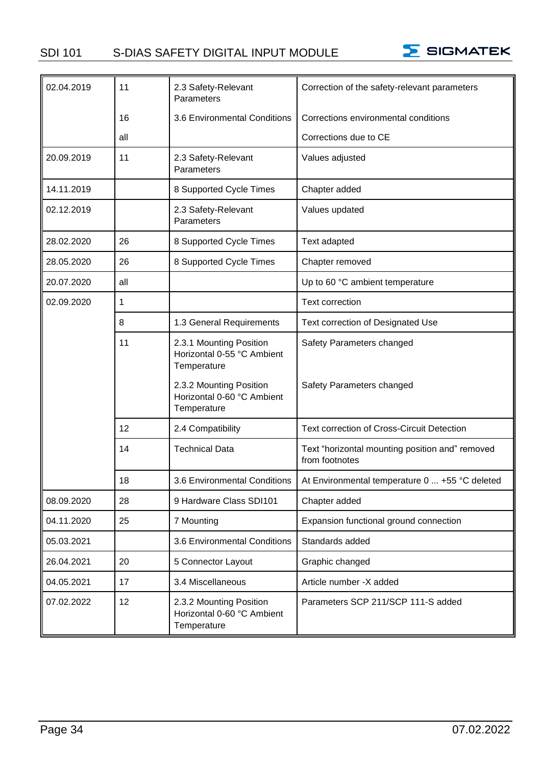| | | | |
|---|---|---|---|
| 02.04.2019 | 11 | 2.3 Safety-Relevant Parameters | Correction of the safety-relevant parameters |
| | 16 | 3.6 Environmental Conditions | Corrections environmental conditions |
| | all | | Corrections due to CE |
| 20.09.2019 | 11 | 2.3 Safety-Relevant Parameters | Values adjusted |
| 14.11.2019 | | 8 Supported Cycle Times | Chapter added |
| 02.12.2019 | | 2.3 Safety-Relevant Parameters | Values updated |
| 28.02.2020 | 26 | 8 Supported Cycle Times | Text adapted |
| 28.05.2020 | 26 | 8 Supported Cycle Times | Chapter removed |
| 20.07.2020 | all | | Up to 60 °C ambient temperature |
| 02.09.2020 | 1 | | Text correction |
| | 8 | 1.3 General Requirements | Text correction of Designated Use |
| | 11 | 2.3.1 Mounting Position Horizontal 0-55 °C Ambient Temperature | Safety Parameters changed |
| | | 2.3.2 Mounting Position Horizontal 0-60 °C Ambient Temperature | Safety Parameters changed |
| | 12 | 2.4 Compatibility | Text correction of Cross-Circuit Detection |
| | 14 | Technical Data | Text “horizontal mounting position and” removed from footnotes |
| | 18 | 3.6 Environmental Conditions | At Environmental temperature 0 ... +55 °C deleted |
| 08.09.2020 | 28 | 9 Hardware Class SDI101 | Chapter added |
| 04.11.2020 | 25 | 7 Mounting | Expansion functional ground connection |
| 05.03.2021 | | 3.6 Environmental Conditions | Standards added |
| 26.04.2021 | 20 | 5 Connector Layout | Graphic changed |
| 04.05.2021 | 17 | 3.4 Miscellaneous | Article number -X added |
| 07.02.2022 | 12 | 2.3.2 Mounting Position Horizontal 0-60 °C Ambient Temperature | Parameters SCP 211/SCP 111-S added |